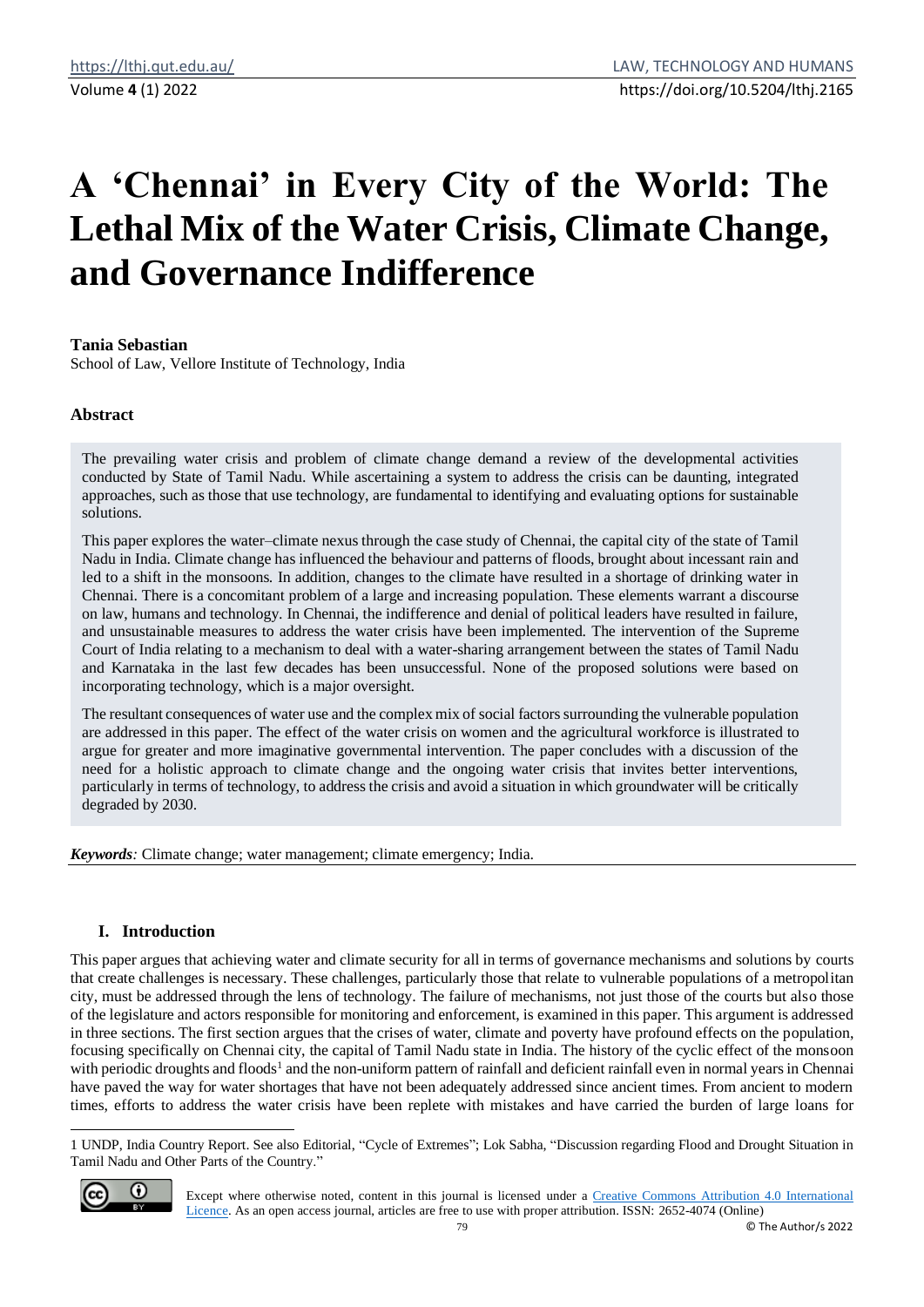# A 'Chennai' in Every City of the World: The Lethal Mix of the Water Crisis, Climate Change, and Governance Indifference

**Tania Sebastian**
School of Law, Vellore Institute of Technology, India

## Abstract

The prevailing water crisis and problem of climate change demand a review of the developmental activities conducted by State of Tamil Nadu. While ascertaining a system to address the crisis can be daunting, integrated approaches, such as those that use technology, are fundamental to identifying and evaluating options for sustainable solutions.

This paper explores the water–climate nexus through the case study of Chennai, the capital city of the state of Tamil Nadu in India. Climate change has influenced the behaviour and patterns of floods, brought about incessant rain and led to a shift in the monsoons. In addition, changes to the climate have resulted in a shortage of drinking water in Chennai. There is a concomitant problem of a large and increasing population. These elements warrant a discourse on law, humans and technology. In Chennai, the indifference and denial of political leaders have resulted in failure, and unsustainable measures to address the water crisis have been implemented. The intervention of the Supreme Court of India relating to a mechanism to deal with a water-sharing arrangement between the states of Tamil Nadu and Karnataka in the last few decades has been unsuccessful. None of the proposed solutions were based on incorporating technology, which is a major oversight.

The resultant consequences of water use and the complex mix of social factors surrounding the vulnerable population are addressed in this paper. The effect of the water crisis on women and the agricultural workforce is illustrated to argue for greater and more imaginative governmental intervention. The paper concludes with a discussion of the need for a holistic approach to climate change and the ongoing water crisis that invites better interventions, particularly in terms of technology, to address the crisis and avoid a situation in which groundwater will be critically degraded by 2030.

***Keywords**:* Climate change; water management; climate emergency; India.

## I. Introduction

This paper argues that achieving water and climate security for all in terms of governance mechanisms and solutions by courts that create challenges is necessary. These challenges, particularly those that relate to vulnerable populations of a metropolitan city, must be addressed through the lens of technology. The failure of mechanisms, not just those of the courts but also those of the legislature and actors responsible for monitoring and enforcement, is examined in this paper. This argument is addressed in three sections. The first section argues that the crises of water, climate and poverty have profound effects on the population, focusing specifically on Chennai city, the capital of Tamil Nadu state in India. The history of the cyclic effect of the monsoon with periodic droughts and floods[1] and the non-uniform pattern of rainfall and deficient rainfall even in normal years in Chennai have paved the way for water shortages that have not been adequately addressed since ancient times. From ancient to modern times, efforts to address the water crisis have been replete with mistakes and have carried the burden of large loans for

---

1 UNDP, India Country Report. See also Editorial, "Cycle of Extremes"; Lok Sabha, "Discussion regarding Flood and Drought Situation in Tamil Nadu and Other Parts of the Country."

Except where otherwise noted, content in this journal is licensed under a Creative Commons Attribution 4.0 International Licence. As an open access journal, articles are free to use with proper attribution. ISSN: 2652-4074 (Online)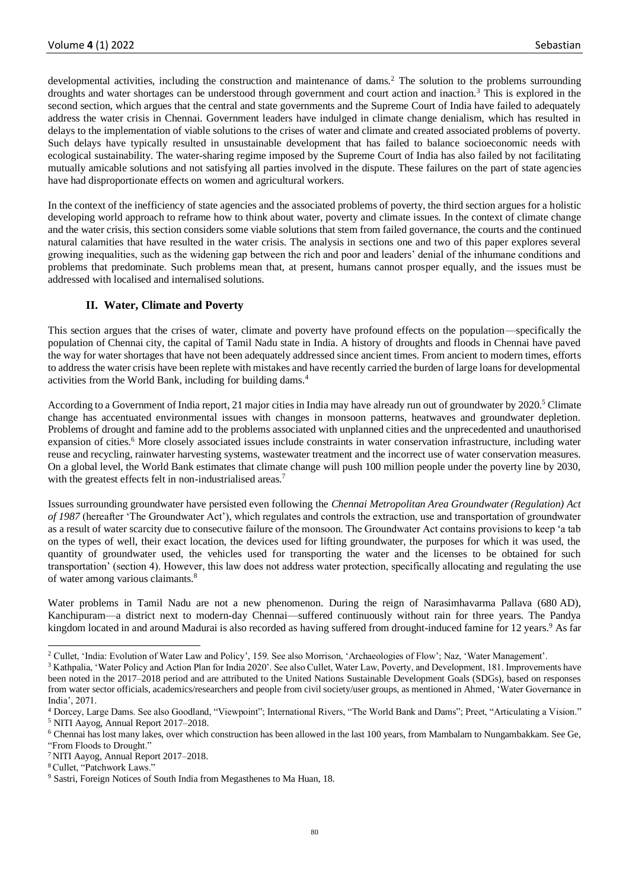developmental activities, including the construction and maintenance of dams.[2] The solution to the problems surrounding droughts and water shortages can be understood through government and court action and inaction.[3] This is explored in the second section, which argues that the central and state governments and the Supreme Court of India have failed to adequately address the water crisis in Chennai. Government leaders have indulged in climate change denialism, which has resulted in delays to the implementation of viable solutions to the crises of water and climate and created associated problems of poverty. Such delays have typically resulted in unsustainable development that has failed to balance socioeconomic needs with ecological sustainability. The water-sharing regime imposed by the Supreme Court of India has also failed by not facilitating mutually amicable solutions and not satisfying all parties involved in the dispute. These failures on the part of state agencies have had disproportionate effects on women and agricultural workers.

In the context of the inefficiency of state agencies and the associated problems of poverty, the third section argues for a holistic developing world approach to reframe how to think about water, poverty and climate issues. In the context of climate change and the water crisis, this section considers some viable solutions that stem from failed governance, the courts and the continued natural calamities that have resulted in the water crisis. The analysis in sections one and two of this paper explores several growing inequalities, such as the widening gap between the rich and poor and leaders' denial of the inhumane conditions and problems that predominate. Such problems mean that, at present, humans cannot prosper equally, and the issues must be addressed with localised and internalised solutions.

## II. Water, Climate and Poverty

This section argues that the crises of water, climate and poverty have profound effects on the population—specifically the population of Chennai city, the capital of Tamil Nadu state in India. A history of droughts and floods in Chennai have paved the way for water shortages that have not been adequately addressed since ancient times. From ancient to modern times, efforts to address the water crisis have been replete with mistakes and have recently carried the burden of large loans for developmental activities from the World Bank, including for building dams.[4]

According to a Government of India report, 21 major cities in India may have already run out of groundwater by 2020.[5] Climate change has accentuated environmental issues with changes in monsoon patterns, heatwaves and groundwater depletion. Problems of drought and famine add to the problems associated with unplanned cities and the unprecedented and unauthorised expansion of cities.[6] More closely associated issues include constraints in water conservation infrastructure, including water reuse and recycling, rainwater harvesting systems, wastewater treatment and the incorrect use of water conservation measures. On a global level, the World Bank estimates that climate change will push 100 million people under the poverty line by 2030, with the greatest effects felt in non-industrialised areas.[7]

Issues surrounding groundwater have persisted even following the *Chennai Metropolitan Area Groundwater (Regulation) Act of 1987* (hereafter 'The Groundwater Act'), which regulates and controls the extraction, use and transportation of groundwater as a result of water scarcity due to consecutive failure of the monsoon. The Groundwater Act contains provisions to keep 'a tab on the types of well, their exact location, the devices used for lifting groundwater, the purposes for which it was used, the quantity of groundwater used, the vehicles used for transporting the water and the licenses to be obtained for such transportation' (section 4). However, this law does not address water protection, specifically allocating and regulating the use of water among various claimants.[8]

Water problems in Tamil Nadu are not a new phenomenon. During the reign of Narasimhavarma Pallava (680 AD), Kanchipuram—a district next to modern-day Chennai—suffered continuously without rain for three years. The Pandya kingdom located in and around Madurai is also recorded as having suffered from drought-induced famine for 12 years.[9] As far

---

[2] Cullet, 'India: Evolution of Water Law and Policy', 159. See also Morrison, 'Archaeologies of Flow'; Naz, 'Water Management'.

[3] Kathpalia, 'Water Policy and Action Plan for India 2020'. See also Cullet, Water Law, Poverty, and Development, 181. Improvements have been noted in the 2017–2018 period and are attributed to the United Nations Sustainable Development Goals (SDGs), based on responses from water sector officials, academics/researchers and people from civil society/user groups, as mentioned in Ahmed, 'Water Governance in India', 2071.

[4] Dorcey, Large Dams. See also Goodland, "Viewpoint"; International Rivers, "The World Bank and Dams"; Preet, "Articulating a Vision."

[5] NITI Aayog, Annual Report 2017–2018.

[6] Chennai has lost many lakes, over which construction has been allowed in the last 100 years, from Mambalam to Nungambakkam. See Ge, "From Floods to Drought."

[7] NITI Aayog, Annual Report 2017–2018.

[8] Cullet, "Patchwork Laws."

[9] Sastri, Foreign Notices of South India from Megasthenes to Ma Huan, 18.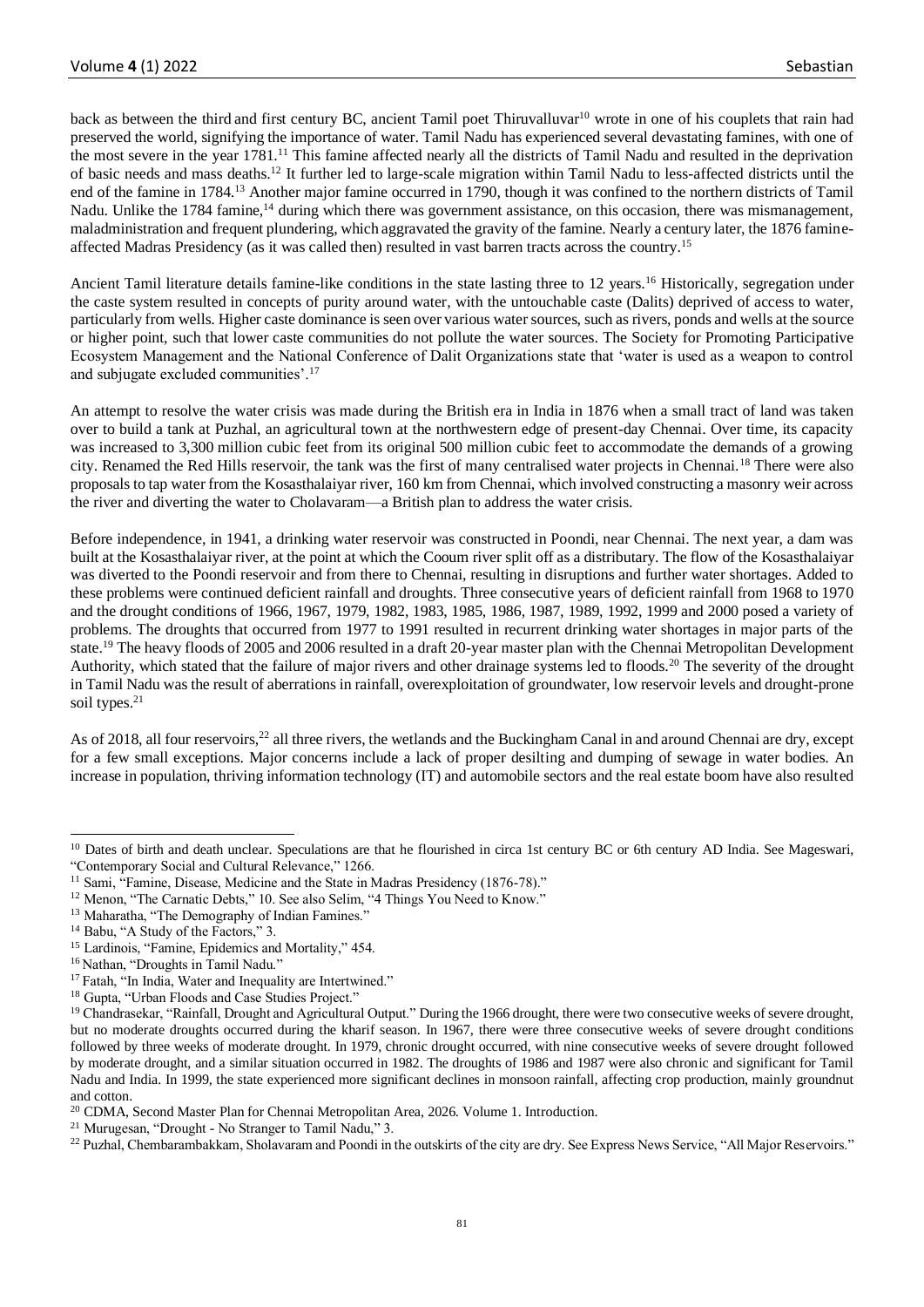back as between the third and first century BC, ancient Tamil poet Thiruvalluvar[10] wrote in one of his couplets that rain had preserved the world, signifying the importance of water. Tamil Nadu has experienced several devastating famines, with one of the most severe in the year 1781.[11] This famine affected nearly all the districts of Tamil Nadu and resulted in the deprivation of basic needs and mass deaths.[12] It further led to large-scale migration within Tamil Nadu to less-affected districts until the end of the famine in 1784.[13] Another major famine occurred in 1790, though it was confined to the northern districts of Tamil Nadu. Unlike the 1784 famine,[14] during which there was government assistance, on this occasion, there was mismanagement, maladministration and frequent plundering, which aggravated the gravity of the famine. Nearly a century later, the 1876 famine-affected Madras Presidency (as it was called then) resulted in vast barren tracts across the country.[15]

Ancient Tamil literature details famine-like conditions in the state lasting three to 12 years.[16] Historically, segregation under the caste system resulted in concepts of purity around water, with the untouchable caste (Dalits) deprived of access to water, particularly from wells. Higher caste dominance is seen over various water sources, such as rivers, ponds and wells at the source or higher point, such that lower caste communities do not pollute the water sources. The Society for Promoting Participative Ecosystem Management and the National Conference of Dalit Organizations state that 'water is used as a weapon to control and subjugate excluded communities'.[17]

An attempt to resolve the water crisis was made during the British era in India in 1876 when a small tract of land was taken over to build a tank at Puzhal, an agricultural town at the northwestern edge of present-day Chennai. Over time, its capacity was increased to 3,300 million cubic feet from its original 500 million cubic feet to accommodate the demands of a growing city. Renamed the Red Hills reservoir, the tank was the first of many centralised water projects in Chennai.[18] There were also proposals to tap water from the Kosasthalaiyar river, 160 km from Chennai, which involved constructing a masonry weir across the river and diverting the water to Cholavaram—a British plan to address the water crisis.

Before independence, in 1941, a drinking water reservoir was constructed in Poondi, near Chennai. The next year, a dam was built at the Kosasthalaiyar river, at the point at which the Cooum river split off as a distributary. The flow of the Kosasthalaiyar was diverted to the Poondi reservoir and from there to Chennai, resulting in disruptions and further water shortages. Added to these problems were continued deficient rainfall and droughts. Three consecutive years of deficient rainfall from 1968 to 1970 and the drought conditions of 1966, 1967, 1979, 1982, 1983, 1985, 1986, 1987, 1989, 1992, 1999 and 2000 posed a variety of problems. The droughts that occurred from 1977 to 1991 resulted in recurrent drinking water shortages in major parts of the state.[19] The heavy floods of 2005 and 2006 resulted in a draft 20-year master plan with the Chennai Metropolitan Development Authority, which stated that the failure of major rivers and other drainage systems led to floods.[20] The severity of the drought in Tamil Nadu was the result of aberrations in rainfall, overexploitation of groundwater, low reservoir levels and drought-prone soil types.[21]

As of 2018, all four reservoirs,[22] all three rivers, the wetlands and the Buckingham Canal in and around Chennai are dry, except for a few small exceptions. Major concerns include a lack of proper desilting and dumping of sewage in water bodies. An increase in population, thriving information technology (IT) and automobile sectors and the real estate boom have also resulted

---

[10] Dates of birth and death unclear. Speculations are that he flourished in circa 1st century BC or 6th century AD India. See Mageswari, "Contemporary Social and Cultural Relevance," 1266.

[11] Sami, "Famine, Disease, Medicine and the State in Madras Presidency (1876-78)."

[12] Menon, "The Carnatic Debts," 10. See also Selim, "4 Things You Need to Know."

[13] Maharatha, "The Demography of Indian Famines."

[14] Babu, "A Study of the Factors," 3.

[15] Lardinois, "Famine, Epidemics and Mortality," 454.

[16] Nathan, "Droughts in Tamil Nadu."

[17] Fatah, "In India, Water and Inequality are Intertwined."

[18] Gupta, "Urban Floods and Case Studies Project."

[19] Chandrasekar, "Rainfall, Drought and Agricultural Output." During the 1966 drought, there were two consecutive weeks of severe drought, but no moderate droughts occurred during the kharif season. In 1967, there were three consecutive weeks of severe drought conditions followed by three weeks of moderate drought. In 1979, chronic drought occurred, with nine consecutive weeks of severe drought followed by moderate drought, and a similar situation occurred in 1982. The droughts of 1986 and 1987 were also chronic and significant for Tamil Nadu and India. In 1999, the state experienced more significant declines in monsoon rainfall, affecting crop production, mainly groundnut and cotton.

[20] CDMA, Second Master Plan for Chennai Metropolitan Area, 2026. Volume 1. Introduction.

[21] Murugesan, "Drought - No Stranger to Tamil Nadu," 3.

[22] Puzhal, Chembarambakkam, Sholavaram and Poondi in the outskirts of the city are dry. See Express News Service, "All Major Reservoirs."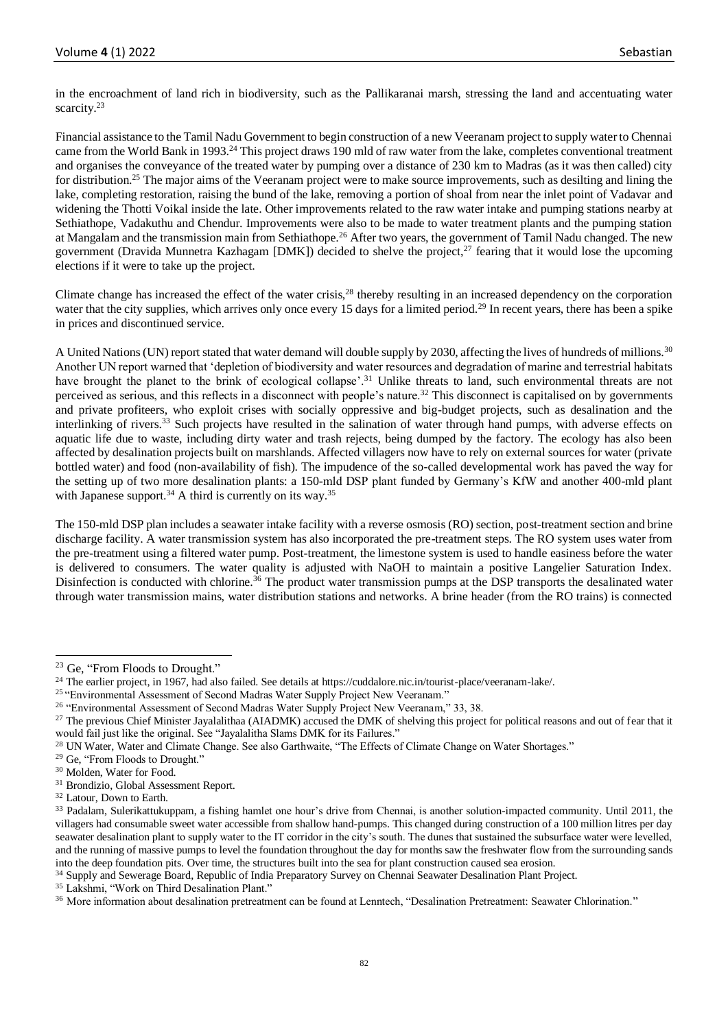in the encroachment of land rich in biodiversity, such as the Pallikaranai marsh, stressing the land and accentuating water scarcity.[23]

Financial assistance to the Tamil Nadu Government to begin construction of a new Veeranam project to supply water to Chennai came from the World Bank in 1993.[24] This project draws 190 mld of raw water from the lake, completes conventional treatment and organises the conveyance of the treated water by pumping over a distance of 230 km to Madras (as it was then called) city for distribution.[25] The major aims of the Veeranam project were to make source improvements, such as desilting and lining the lake, completing restoration, raising the bund of the lake, removing a portion of shoal from near the inlet point of Vadavar and widening the Thotti Voikal inside the late. Other improvements related to the raw water intake and pumping stations nearby at Sethiathope, Vadakuthu and Chendur. Improvements were also to be made to water treatment plants and the pumping station at Mangalam and the transmission main from Sethiathope.[26] After two years, the government of Tamil Nadu changed. The new government (Dravida Munnetra Kazhagam [DMK]) decided to shelve the project,[27] fearing that it would lose the upcoming elections if it were to take up the project.

Climate change has increased the effect of the water crisis,[28] thereby resulting in an increased dependency on the corporation water that the city supplies, which arrives only once every 15 days for a limited period.[29] In recent years, there has been a spike in prices and discontinued service.

A United Nations (UN) report stated that water demand will double supply by 2030, affecting the lives of hundreds of millions.[30] Another UN report warned that 'depletion of biodiversity and water resources and degradation of marine and terrestrial habitats have brought the planet to the brink of ecological collapse'.[31] Unlike threats to land, such environmental threats are not perceived as serious, and this reflects in a disconnect with people's nature.[32] This disconnect is capitalised on by governments and private profiteers, who exploit crises with socially oppressive and big-budget projects, such as desalination and the interlinking of rivers.[33] Such projects have resulted in the salination of water through hand pumps, with adverse effects on aquatic life due to waste, including dirty water and trash rejects, being dumped by the factory. The ecology has also been affected by desalination projects built on marshlands. Affected villagers now have to rely on external sources for water (private bottled water) and food (non-availability of fish). The impudence of the so-called developmental work has paved the way for the setting up of two more desalination plants: a 150-mld DSP plant funded by Germany's KfW and another 400-mld plant with Japanese support.[34] A third is currently on its way.[35]

The 150-mld DSP plan includes a seawater intake facility with a reverse osmosis (RO) section, post-treatment section and brine discharge facility. A water transmission system has also incorporated the pre-treatment steps. The RO system uses water from the pre-treatment using a filtered water pump. Post-treatment, the limestone system is used to handle easiness before the water is delivered to consumers. The water quality is adjusted with NaOH to maintain a positive Langelier Saturation Index. Disinfection is conducted with chlorine.[36] The product water transmission pumps at the DSP transports the desalinated water through water transmission mains, water distribution stations and networks. A brine header (from the RO trains) is connected

---

[23] Ge, "From Floods to Drought."

[24] The earlier project, in 1967, had also failed. See details at https://cuddalore.nic.in/tourist-place/veeranam-lake/.

[25] "Environmental Assessment of Second Madras Water Supply Project New Veeranam."

[26] "Environmental Assessment of Second Madras Water Supply Project New Veeranam," 33, 38.

[27] The previous Chief Minister Jayalalithaa (AIADMK) accused the DMK of shelving this project for political reasons and out of fear that it would fail just like the original. See "Jayalalitha Slams DMK for its Failures."

[28] UN Water, Water and Climate Change. See also Garthwaite, "The Effects of Climate Change on Water Shortages."

[29] Ge, "From Floods to Drought."

[30] Molden, Water for Food.

[31] Brondizio, Global Assessment Report.

[32] Latour, Down to Earth.

[33] Padalam, Sulerikattukuppam, a fishing hamlet one hour's drive from Chennai, is another solution-impacted community. Until 2011, the villagers had consumable sweet water accessible from shallow hand-pumps. This changed during construction of a 100 million litres per day seawater desalination plant to supply water to the IT corridor in the city's south. The dunes that sustained the subsurface water were levelled, and the running of massive pumps to level the foundation throughout the day for months saw the freshwater flow from the surrounding sands into the deep foundation pits. Over time, the structures built into the sea for plant construction caused sea erosion.

[34] Supply and Sewerage Board, Republic of India Preparatory Survey on Chennai Seawater Desalination Plant Project.

[35] Lakshmi, "Work on Third Desalination Plant."

[36] More information about desalination pretreatment can be found at Lenntech, "Desalination Pretreatment: Seawater Chlorination."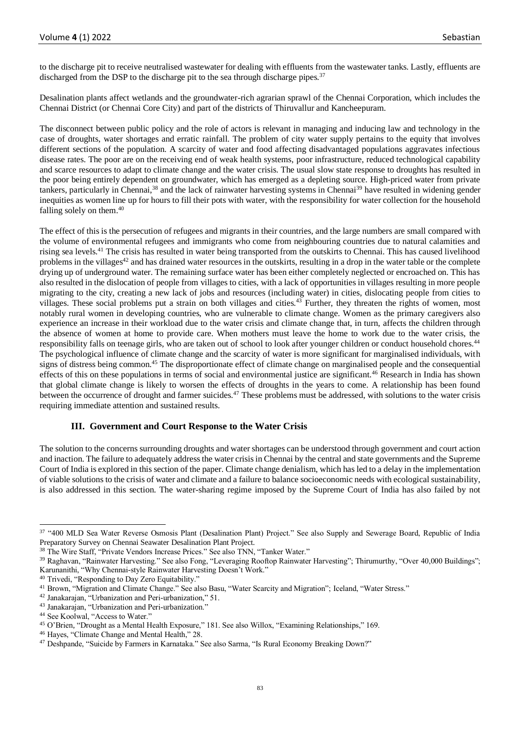to the discharge pit to receive neutralised wastewater for dealing with effluents from the wastewater tanks. Lastly, effluents are discharged from the DSP to the discharge pit to the sea through discharge pipes.[37]

Desalination plants affect wetlands and the groundwater-rich agrarian sprawl of the Chennai Corporation, which includes the Chennai District (or Chennai Core City) and part of the districts of Thiruvallur and Kancheepuram.

The disconnect between public policy and the role of actors is relevant in managing and inducing law and technology in the case of droughts, water shortages and erratic rainfall. The problem of city water supply pertains to the equity that involves different sections of the population. A scarcity of water and food affecting disadvantaged populations aggravates infectious disease rates. The poor are on the receiving end of weak health systems, poor infrastructure, reduced technological capability and scarce resources to adapt to climate change and the water crisis. The usual slow state response to droughts has resulted in the poor being entirely dependent on groundwater, which has emerged as a depleting source. High-priced water from private tankers, particularly in Chennai,[38] and the lack of rainwater harvesting systems in Chennai[39] have resulted in widening gender inequities as women line up for hours to fill their pots with water, with the responsibility for water collection for the household falling solely on them.[40]

The effect of this is the persecution of refugees and migrants in their countries, and the large numbers are small compared with the volume of environmental refugees and immigrants who come from neighbouring countries due to natural calamities and rising sea levels.[41] The crisis has resulted in water being transported from the outskirts to Chennai. This has caused livelihood problems in the villages[42] and has drained water resources in the outskirts, resulting in a drop in the water table or the complete drying up of underground water. The remaining surface water has been either completely neglected or encroached on. This has also resulted in the dislocation of people from villages to cities, with a lack of opportunities in villages resulting in more people migrating to the city, creating a new lack of jobs and resources (including water) in cities, dislocating people from cities to villages. These social problems put a strain on both villages and cities.[43] Further, they threaten the rights of women, most notably rural women in developing countries, who are vulnerable to climate change. Women as the primary caregivers also experience an increase in their workload due to the water crisis and climate change that, in turn, affects the children through the absence of women at home to provide care. When mothers must leave the home to work due to the water crisis, the responsibility falls on teenage girls, who are taken out of school to look after younger children or conduct household chores.[44] The psychological influence of climate change and the scarcity of water is more significant for marginalised individuals, with signs of distress being common.[45] The disproportionate effect of climate change on marginalised people and the consequential effects of this on these populations in terms of social and environmental justice are significant.[46] Research in India has shown that global climate change is likely to worsen the effects of droughts in the years to come. A relationship has been found between the occurrence of drought and farmer suicides.[47] These problems must be addressed, with solutions to the water crisis requiring immediate attention and sustained results.

## III. Government and Court Response to the Water Crisis

The solution to the concerns surrounding droughts and water shortages can be understood through government and court action and inaction. The failure to adequately address the water crisis in Chennai by the central and state governments and the Supreme Court of India is explored in this section of the paper. Climate change denialism, which has led to a delay in the implementation of viable solutions to the crisis of water and climate and a failure to balance socioeconomic needs with ecological sustainability, is also addressed in this section. The water-sharing regime imposed by the Supreme Court of India has also failed by not

---

[37] "400 MLD Sea Water Reverse Osmosis Plant (Desalination Plant) Project." See also Supply and Sewerage Board, Republic of India Preparatory Survey on Chennai Seawater Desalination Plant Project.

[38] The Wire Staff, "Private Vendors Increase Prices." See also TNN, "Tanker Water."

[39] Raghavan, "Rainwater Harvesting." See also Fong, "Leveraging Rooftop Rainwater Harvesting"; Thirumurthy, "Over 40,000 Buildings"; Karunanithi, "Why Chennai-style Rainwater Harvesting Doesn't Work."

[40] Trivedi, "Responding to Day Zero Equitability."

[41] Brown, "Migration and Climate Change." See also Basu, "Water Scarcity and Migration"; Iceland, "Water Stress."

[42] Janakarajan, "Urbanization and Peri-urbanization," 51.

[43] Janakarajan, "Urbanization and Peri-urbanization."

[44] See Koolwal, "Access to Water."

[45] O'Brien, "Drought as a Mental Health Exposure," 181. See also Willox, "Examining Relationships," 169.

[46] Hayes, "Climate Change and Mental Health," 28.

[47] Deshpande, "Suicide by Farmers in Karnataka." See also Sarma, "Is Rural Economy Breaking Down?"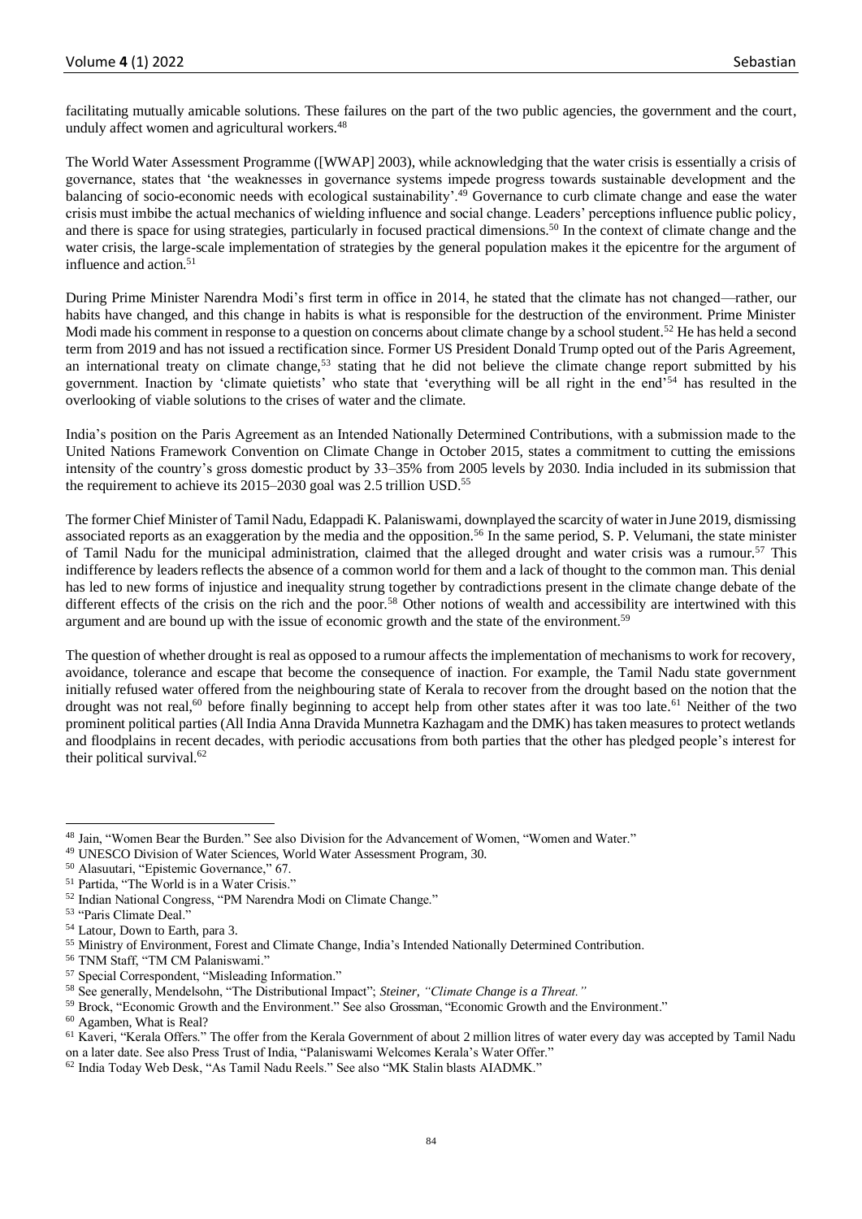facilitating mutually amicable solutions. These failures on the part of the two public agencies, the government and the court, unduly affect women and agricultural workers.[48]

The World Water Assessment Programme ([WWAP] 2003), while acknowledging that the water crisis is essentially a crisis of governance, states that 'the weaknesses in governance systems impede progress towards sustainable development and the balancing of socio-economic needs with ecological sustainability'.[49] Governance to curb climate change and ease the water crisis must imbibe the actual mechanics of wielding influence and social change. Leaders' perceptions influence public policy, and there is space for using strategies, particularly in focused practical dimensions.[50] In the context of climate change and the water crisis, the large-scale implementation of strategies by the general population makes it the epicentre for the argument of influence and action.[51]

During Prime Minister Narendra Modi's first term in office in 2014, he stated that the climate has not changed—rather, our habits have changed, and this change in habits is what is responsible for the destruction of the environment. Prime Minister Modi made his comment in response to a question on concerns about climate change by a school student.[52] He has held a second term from 2019 and has not issued a rectification since. Former US President Donald Trump opted out of the Paris Agreement, an international treaty on climate change,[53] stating that he did not believe the climate change report submitted by his government. Inaction by 'climate quietists' who state that 'everything will be all right in the end'[54] has resulted in the overlooking of viable solutions to the crises of water and the climate.

India's position on the Paris Agreement as an Intended Nationally Determined Contributions, with a submission made to the United Nations Framework Convention on Climate Change in October 2015, states a commitment to cutting the emissions intensity of the country's gross domestic product by 33–35% from 2005 levels by 2030. India included in its submission that the requirement to achieve its 2015–2030 goal was 2.5 trillion USD.[55]

The former Chief Minister of Tamil Nadu, Edappadi K. Palaniswami, downplayed the scarcity of water in June 2019, dismissing associated reports as an exaggeration by the media and the opposition.[56] In the same period, S. P. Velumani, the state minister of Tamil Nadu for the municipal administration, claimed that the alleged drought and water crisis was a rumour.[57] This indifference by leaders reflects the absence of a common world for them and a lack of thought to the common man. This denial has led to new forms of injustice and inequality strung together by contradictions present in the climate change debate of the different effects of the crisis on the rich and the poor.[58] Other notions of wealth and accessibility are intertwined with this argument and are bound up with the issue of economic growth and the state of the environment.[59]

The question of whether drought is real as opposed to a rumour affects the implementation of mechanisms to work for recovery, avoidance, tolerance and escape that become the consequence of inaction. For example, the Tamil Nadu state government initially refused water offered from the neighbouring state of Kerala to recover from the drought based on the notion that the drought was not real,[60] before finally beginning to accept help from other states after it was too late.[61] Neither of the two prominent political parties (All India Anna Dravida Munnetra Kazhagam and the DMK) has taken measures to protect wetlands and floodplains in recent decades, with periodic accusations from both parties that the other has pledged people's interest for their political survival.[62]

---

[48] Jain, "Women Bear the Burden." See also Division for the Advancement of Women, "Women and Water."

[49] UNESCO Division of Water Sciences, World Water Assessment Program, 30.

[50] Alasuutari, "Epistemic Governance," 67.

[51] Partida, "The World is in a Water Crisis."

[52] Indian National Congress, "PM Narendra Modi on Climate Change."

[53] "Paris Climate Deal."

[54] Latour, Down to Earth, para 3.

[55] Ministry of Environment, Forest and Climate Change, India's Intended Nationally Determined Contribution.

[56] TNM Staff, "TM CM Palaniswami."

[57] Special Correspondent, "Misleading Information."

[58] See generally, Mendelsohn, "The Distributional Impact"; *Steiner, "Climate Change is a Threat."*

[59] Brock, "Economic Growth and the Environment." See also Grossman, "Economic Growth and the Environment."

[60] Agamben, What is Real?

[61] Kaveri, "Kerala Offers." The offer from the Kerala Government of about 2 million litres of water every day was accepted by Tamil Nadu on a later date. See also Press Trust of India, "Palaniswami Welcomes Kerala's Water Offer."

[62] India Today Web Desk, "As Tamil Nadu Reels." See also "MK Stalin blasts AIADMK."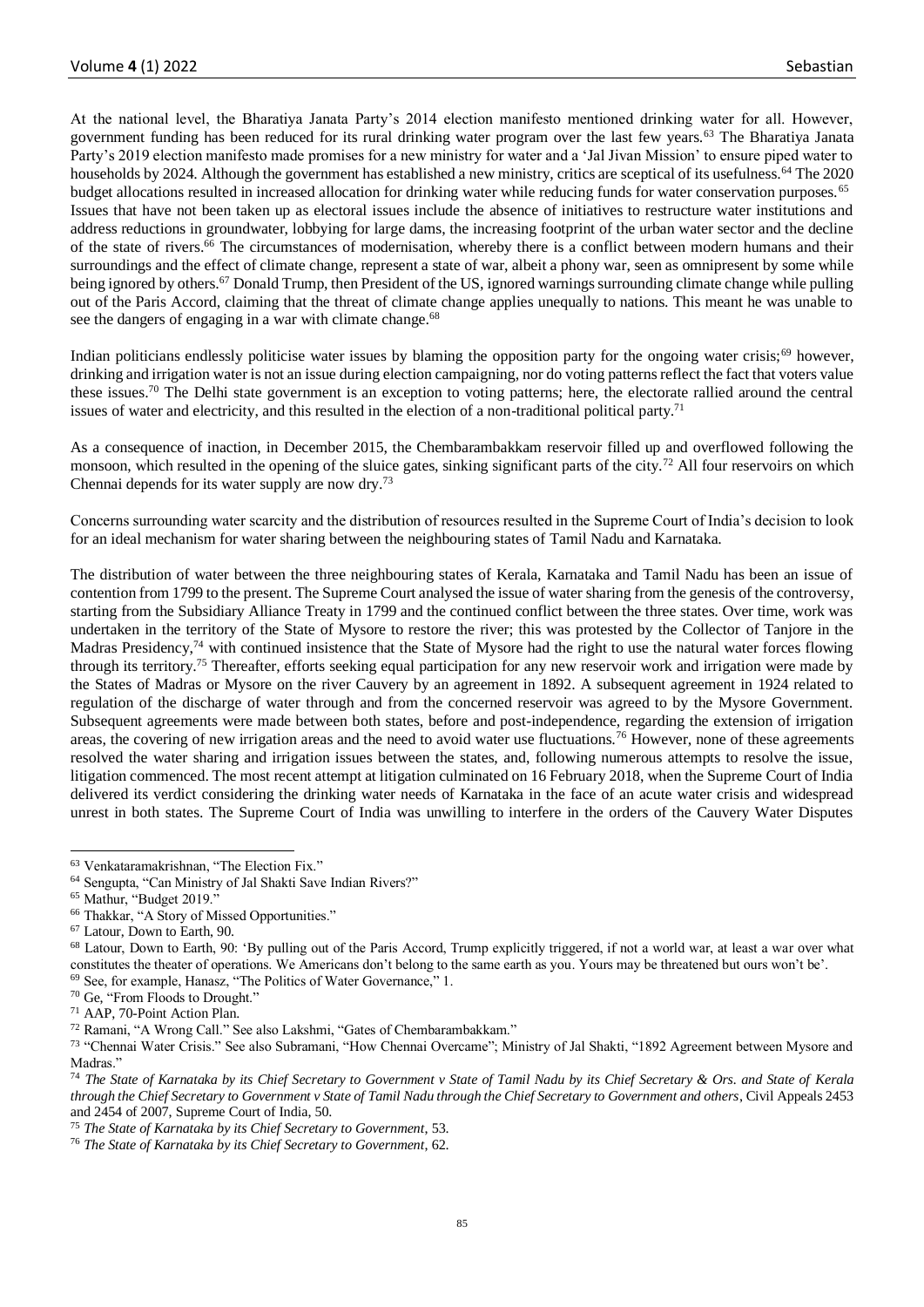At the national level, the Bharatiya Janata Party's 2014 election manifesto mentioned drinking water for all. However, government funding has been reduced for its rural drinking water program over the last few years.[63] The Bharatiya Janata Party's 2019 election manifesto made promises for a new ministry for water and a 'Jal Jivan Mission' to ensure piped water to households by 2024. Although the government has established a new ministry, critics are sceptical of its usefulness.[64] The 2020 budget allocations resulted in increased allocation for drinking water while reducing funds for water conservation purposes.[65] Issues that have not been taken up as electoral issues include the absence of initiatives to restructure water institutions and address reductions in groundwater, lobbying for large dams, the increasing footprint of the urban water sector and the decline of the state of rivers.[66] The circumstances of modernisation, whereby there is a conflict between modern humans and their surroundings and the effect of climate change, represent a state of war, albeit a phony war, seen as omnipresent by some while being ignored by others.[67] Donald Trump, then President of the US, ignored warnings surrounding climate change while pulling out of the Paris Accord, claiming that the threat of climate change applies unequally to nations. This meant he was unable to see the dangers of engaging in a war with climate change.[68]

Indian politicians endlessly politicise water issues by blaming the opposition party for the ongoing water crisis;[69] however, drinking and irrigation water is not an issue during election campaigning, nor do voting patterns reflect the fact that voters value these issues.[70] The Delhi state government is an exception to voting patterns; here, the electorate rallied around the central issues of water and electricity, and this resulted in the election of a non-traditional political party.[71]

As a consequence of inaction, in December 2015, the Chembarambakkam reservoir filled up and overflowed following the monsoon, which resulted in the opening of the sluice gates, sinking significant parts of the city.[72] All four reservoirs on which Chennai depends for its water supply are now dry.[73]

Concerns surrounding water scarcity and the distribution of resources resulted in the Supreme Court of India's decision to look for an ideal mechanism for water sharing between the neighbouring states of Tamil Nadu and Karnataka.

The distribution of water between the three neighbouring states of Kerala, Karnataka and Tamil Nadu has been an issue of contention from 1799 to the present. The Supreme Court analysed the issue of water sharing from the genesis of the controversy, starting from the Subsidiary Alliance Treaty in 1799 and the continued conflict between the three states. Over time, work was undertaken in the territory of the State of Mysore to restore the river; this was protested by the Collector of Tanjore in the Madras Presidency,[74] with continued insistence that the State of Mysore had the right to use the natural water forces flowing through its territory.[75] Thereafter, efforts seeking equal participation for any new reservoir work and irrigation were made by the States of Madras or Mysore on the river Cauvery by an agreement in 1892. A subsequent agreement in 1924 related to regulation of the discharge of water through and from the concerned reservoir was agreed to by the Mysore Government. Subsequent agreements were made between both states, before and post-independence, regarding the extension of irrigation areas, the covering of new irrigation areas and the need to avoid water use fluctuations.[76] However, none of these agreements resolved the water sharing and irrigation issues between the states, and, following numerous attempts to resolve the issue, litigation commenced. The most recent attempt at litigation culminated on 16 February 2018, when the Supreme Court of India delivered its verdict considering the drinking water needs of Karnataka in the face of an acute water crisis and widespread unrest in both states. The Supreme Court of India was unwilling to interfere in the orders of the Cauvery Water Disputes

---

[63] Venkataramakrishnan, "The Election Fix."

[64] Sengupta, "Can Ministry of Jal Shakti Save Indian Rivers?"

[65] Mathur, "Budget 2019."

[66] Thakkar, "A Story of Missed Opportunities."

[67] Latour, Down to Earth, 90.

[68] Latour, Down to Earth, 90: 'By pulling out of the Paris Accord, Trump explicitly triggered, if not a world war, at least a war over what constitutes the theater of operations. We Americans don't belong to the same earth as you. Yours may be threatened but ours won't be'.

[69] See, for example, Hanasz, "The Politics of Water Governance," 1.

[70] Ge, "From Floods to Drought."

[71] AAP, 70-Point Action Plan.

[72] Ramani, "A Wrong Call." See also Lakshmi, "Gates of Chembarambakkam."

[73] "Chennai Water Crisis." See also Subramani, "How Chennai Overcame"; Ministry of Jal Shakti, "1892 Agreement between Mysore and Madras."

[74] *The State of Karnataka by its Chief Secretary to Government v State of Tamil Nadu by its Chief Secretary & Ors. and State of Kerala through the Chief Secretary to Government v State of Tamil Nadu through the Chief Secretary to Government and others*, Civil Appeals 2453 and 2454 of 2007, Supreme Court of India, 50.

[75] *The State of Karnataka by its Chief Secretary to Government*, 53.

[76] *The State of Karnataka by its Chief Secretary to Government*, 62.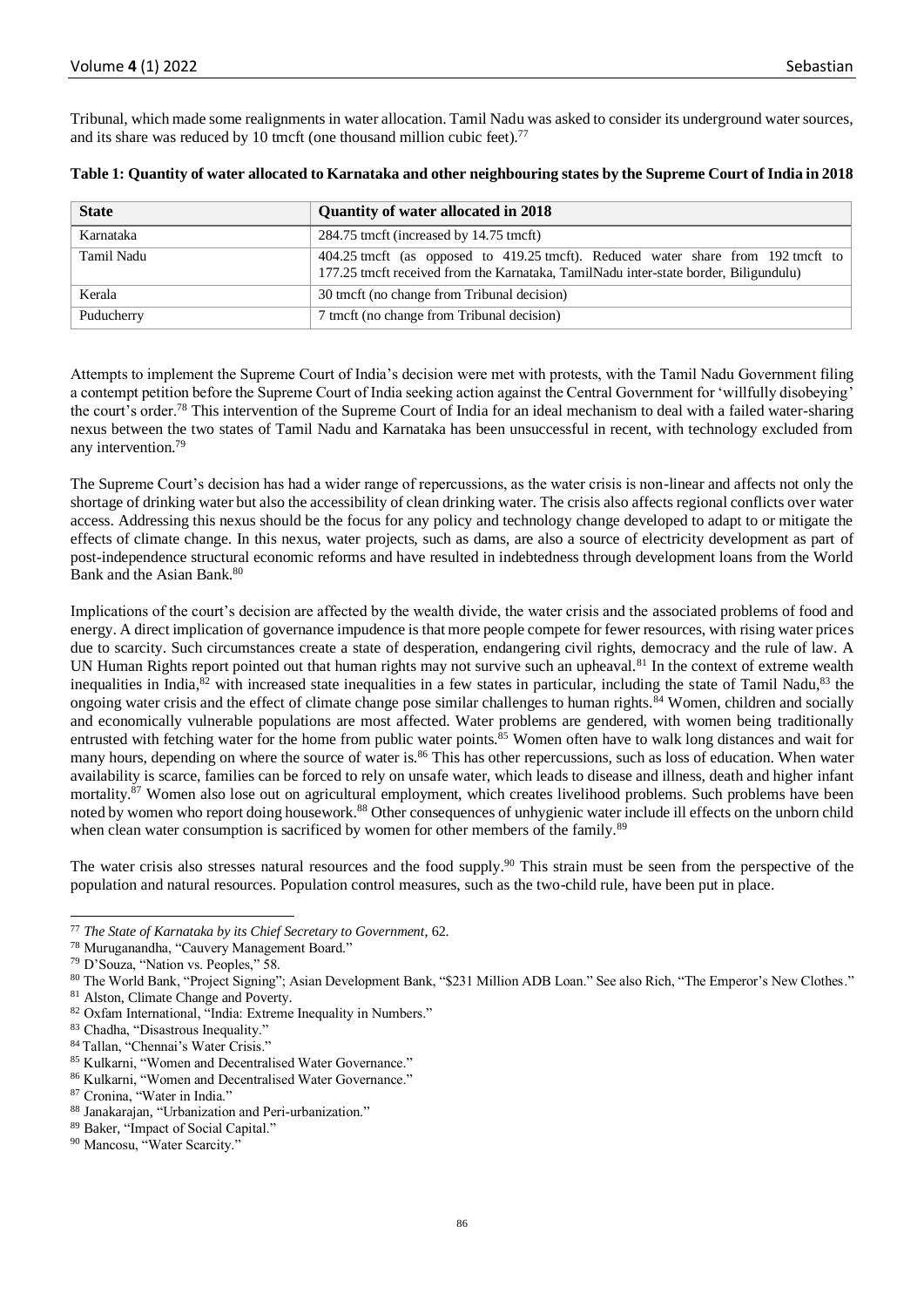Tribunal, which made some realignments in water allocation. Tamil Nadu was asked to consider its underground water sources, and its share was reduced by 10 tmcft (one thousand million cubic feet).[77]

**Table 1: Quantity of water allocated to Karnataka and other neighbouring states by the Supreme Court of India in 2018**

| State | Quantity of water allocated in 2018 |
|---|---|
| Karnataka | 284.75 tmcft (increased by 14.75 tmcft) |
| Tamil Nadu | 404.25 tmcft (as opposed to 419.25 tmcft). Reduced water share from 192 tmcft to 177.25 tmcft received from the Karnataka, TamilNadu inter-state border, Biligundulu) |
| Kerala | 30 tmcft (no change from Tribunal decision) |
| Puducherry | 7 tmcft (no change from Tribunal decision) |

Attempts to implement the Supreme Court of India's decision were met with protests, with the Tamil Nadu Government filing a contempt petition before the Supreme Court of India seeking action against the Central Government for 'willfully disobeying' the court's order.[78] This intervention of the Supreme Court of India for an ideal mechanism to deal with a failed water-sharing nexus between the two states of Tamil Nadu and Karnataka has been unsuccessful in recent, with technology excluded from any intervention.[79]

The Supreme Court's decision has had a wider range of repercussions, as the water crisis is non-linear and affects not only the shortage of drinking water but also the accessibility of clean drinking water. The crisis also affects regional conflicts over water access. Addressing this nexus should be the focus for any policy and technology change developed to adapt to or mitigate the effects of climate change. In this nexus, water projects, such as dams, are also a source of electricity development as part of post-independence structural economic reforms and have resulted in indebtedness through development loans from the World Bank and the Asian Bank.[80]

Implications of the court's decision are affected by the wealth divide, the water crisis and the associated problems of food and energy. A direct implication of governance impudence is that more people compete for fewer resources, with rising water prices due to scarcity. Such circumstances create a state of desperation, endangering civil rights, democracy and the rule of law. A UN Human Rights report pointed out that human rights may not survive such an upheaval.[81] In the context of extreme wealth inequalities in India,[82] with increased state inequalities in a few states in particular, including the state of Tamil Nadu,[83] the ongoing water crisis and the effect of climate change pose similar challenges to human rights.[84] Women, children and socially and economically vulnerable populations are most affected. Water problems are gendered, with women being traditionally entrusted with fetching water for the home from public water points.[85] Women often have to walk long distances and wait for many hours, depending on where the source of water is.[86] This has other repercussions, such as loss of education. When water availability is scarce, families can be forced to rely on unsafe water, which leads to disease and illness, death and higher infant mortality.[87] Women also lose out on agricultural employment, which creates livelihood problems. Such problems have been noted by women who report doing housework.[88] Other consequences of unhygienic water include ill effects on the unborn child when clean water consumption is sacrificed by women for other members of the family.[89]

The water crisis also stresses natural resources and the food supply.[90] This strain must be seen from the perspective of the population and natural resources. Population control measures, such as the two-child rule, have been put in place.

---

[77] *The State of Karnataka by its Chief Secretary to Government*, 62.

[78] Muruganandha, "Cauvery Management Board."

[79] D'Souza, "Nation vs. Peoples," 58.

[80] The World Bank, "Project Signing"; Asian Development Bank, "$231 Million ADB Loan." See also Rich, "The Emperor's New Clothes."

[81] Alston, Climate Change and Poverty.

[82] Oxfam International, "India: Extreme Inequality in Numbers."

[83] Chadha, "Disastrous Inequality."

[84] Tallan, "Chennai's Water Crisis."

[85] Kulkarni, "Women and Decentralised Water Governance."

[86] Kulkarni, "Women and Decentralised Water Governance."

[87] Cronina, "Water in India."

[88] Janakarajan, "Urbanization and Peri-urbanization."

[89] Baker, "Impact of Social Capital."

[90] Mancosu, "Water Scarcity."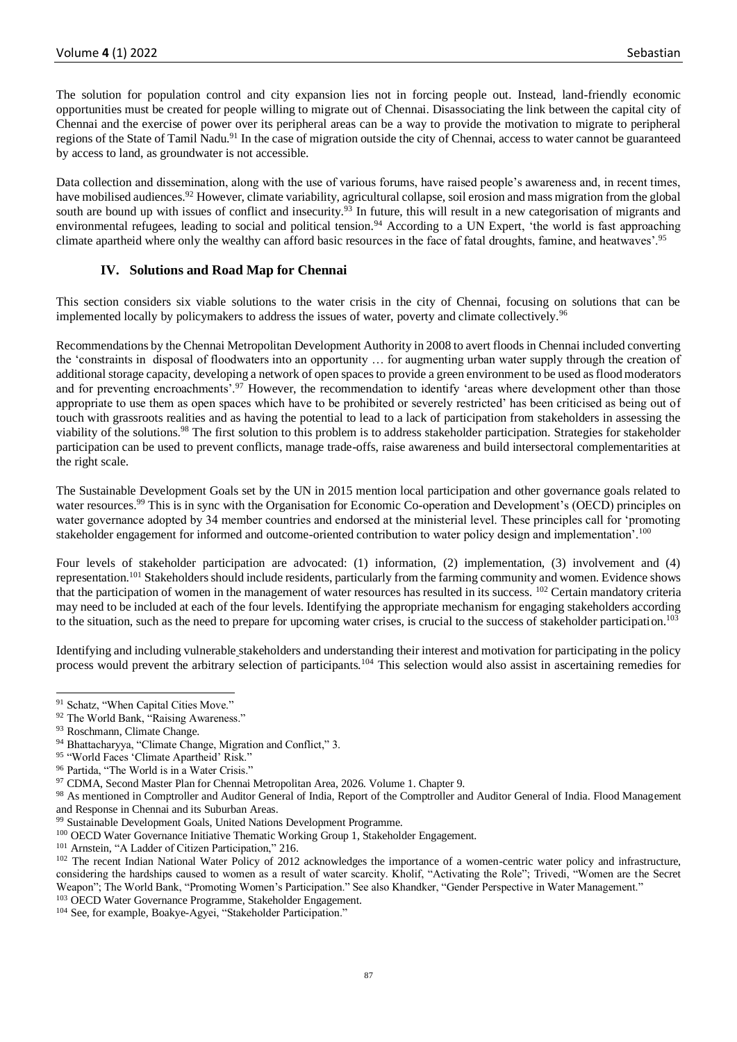The solution for population control and city expansion lies not in forcing people out. Instead, land-friendly economic opportunities must be created for people willing to migrate out of Chennai. Disassociating the link between the capital city of Chennai and the exercise of power over its peripheral areas can be a way to provide the motivation to migrate to peripheral regions of the State of Tamil Nadu.[91] In the case of migration outside the city of Chennai, access to water cannot be guaranteed by access to land, as groundwater is not accessible.

Data collection and dissemination, along with the use of various forums, have raised people's awareness and, in recent times, have mobilised audiences.[92] However, climate variability, agricultural collapse, soil erosion and mass migration from the global south are bound up with issues of conflict and insecurity.[93] In future, this will result in a new categorisation of migrants and environmental refugees, leading to social and political tension.[94] According to a UN Expert, 'the world is fast approaching climate apartheid where only the wealthy can afford basic resources in the face of fatal droughts, famine, and heatwaves'.[95]

## IV. Solutions and Road Map for Chennai

This section considers six viable solutions to the water crisis in the city of Chennai, focusing on solutions that can be implemented locally by policymakers to address the issues of water, poverty and climate collectively.[96]

Recommendations by the Chennai Metropolitan Development Authority in 2008 to avert floods in Chennai included converting the 'constraints in disposal of floodwaters into an opportunity … for augmenting urban water supply through the creation of additional storage capacity, developing a network of open spaces to provide a green environment to be used as flood moderators and for preventing encroachments'.[97] However, the recommendation to identify 'areas where development other than those appropriate to use them as open spaces which have to be prohibited or severely restricted' has been criticised as being out of touch with grassroots realities and as having the potential to lead to a lack of participation from stakeholders in assessing the viability of the solutions.[98] The first solution to this problem is to address stakeholder participation. Strategies for stakeholder participation can be used to prevent conflicts, manage trade-offs, raise awareness and build intersectoral complementarities at the right scale.

The Sustainable Development Goals set by the UN in 2015 mention local participation and other governance goals related to water resources.[99] This is in sync with the Organisation for Economic Co-operation and Development's (OECD) principles on water governance adopted by 34 member countries and endorsed at the ministerial level. These principles call for 'promoting stakeholder engagement for informed and outcome-oriented contribution to water policy design and implementation'.[100]

Four levels of stakeholder participation are advocated: (1) information, (2) implementation, (3) involvement and (4) representation.[101] Stakeholders should include residents, particularly from the farming community and women. Evidence shows that the participation of women in the management of water resources has resulted in its success.[102] Certain mandatory criteria may need to be included at each of the four levels. Identifying the appropriate mechanism for engaging stakeholders according to the situation, such as the need to prepare for upcoming water crises, is crucial to the success of stakeholder participation.[103]

Identifying and including vulnerable stakeholders and understanding their interest and motivation for participating in the policy process would prevent the arbitrary selection of participants.[104] This selection would also assist in ascertaining remedies for

---

[91] Schatz, "When Capital Cities Move."

[92] The World Bank, "Raising Awareness."

[93] Roschmann, Climate Change.

[94] Bhattacharyya, "Climate Change, Migration and Conflict," 3.

[95] "World Faces 'Climate Apartheid' Risk."

[96] Partida, "The World is in a Water Crisis."

[97] CDMA, Second Master Plan for Chennai Metropolitan Area, 2026. Volume 1. Chapter 9.

[98] As mentioned in Comptroller and Auditor General of India, Report of the Comptroller and Auditor General of India. Flood Management and Response in Chennai and its Suburban Areas.

[99] Sustainable Development Goals, United Nations Development Programme.

[100] OECD Water Governance Initiative Thematic Working Group 1, Stakeholder Engagement.

[101] Arnstein, "A Ladder of Citizen Participation," 216.

[102] The recent Indian National Water Policy of 2012 acknowledges the importance of a women-centric water policy and infrastructure, considering the hardships caused to women as a result of water scarcity. Kholif, "Activating the Role"; Trivedi, "Women are the Secret Weapon"; The World Bank, "Promoting Women's Participation." See also Khandker, "Gender Perspective in Water Management."

[103] OECD Water Governance Programme, Stakeholder Engagement.

[104] See, for example, Boakye-Agyei, "Stakeholder Participation."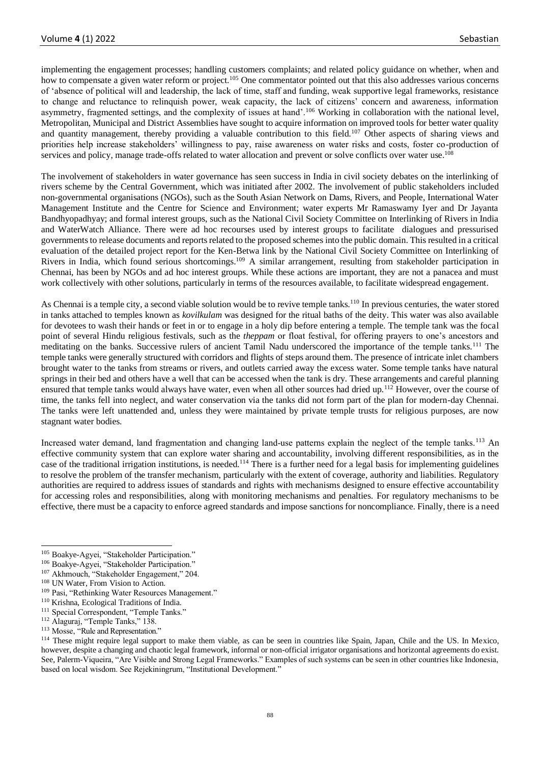implementing the engagement processes; handling customers complaints; and related policy guidance on whether, when and how to compensate a given water reform or project.[105] One commentator pointed out that this also addresses various concerns of 'absence of political will and leadership, the lack of time, staff and funding, weak supportive legal frameworks, resistance to change and reluctance to relinquish power, weak capacity, the lack of citizens' concern and awareness, information asymmetry, fragmented settings, and the complexity of issues at hand'.[106] Working in collaboration with the national level, Metropolitan, Municipal and District Assemblies have sought to acquire information on improved tools for better water quality and quantity management, thereby providing a valuable contribution to this field.[107] Other aspects of sharing views and priorities help increase stakeholders' willingness to pay, raise awareness on water risks and costs, foster co-production of services and policy, manage trade-offs related to water allocation and prevent or solve conflicts over water use.[108]

The involvement of stakeholders in water governance has seen success in India in civil society debates on the interlinking of rivers scheme by the Central Government, which was initiated after 2002. The involvement of public stakeholders included non-governmental organisations (NGOs), such as the South Asian Network on Dams, Rivers, and People, International Water Management Institute and the Centre for Science and Environment; water experts Mr Ramaswamy Iyer and Dr Jayanta Bandhyopadhyay; and formal interest groups, such as the National Civil Society Committee on Interlinking of Rivers in India and WaterWatch Alliance. There were ad hoc recourses used by interest groups to facilitate dialogues and pressurised governments to release documents and reports related to the proposed schemes into the public domain. This resulted in a critical evaluation of the detailed project report for the Ken-Betwa link by the National Civil Society Committee on Interlinking of Rivers in India, which found serious shortcomings.[109] A similar arrangement, resulting from stakeholder participation in Chennai, has been by NGOs and ad hoc interest groups. While these actions are important, they are not a panacea and must work collectively with other solutions, particularly in terms of the resources available, to facilitate widespread engagement.

As Chennai is a temple city, a second viable solution would be to revive temple tanks.[110] In previous centuries, the water stored in tanks attached to temples known as *kovilkulam* was designed for the ritual baths of the deity. This water was also available for devotees to wash their hands or feet in or to engage in a holy dip before entering a temple. The temple tank was the focal point of several Hindu religious festivals, such as the *theppam* or float festival, for offering prayers to one's ancestors and meditating on the banks. Successive rulers of ancient Tamil Nadu underscored the importance of the temple tanks.[111] The temple tanks were generally structured with corridors and flights of steps around them. The presence of intricate inlet chambers brought water to the tanks from streams or rivers, and outlets carried away the excess water. Some temple tanks have natural springs in their bed and others have a well that can be accessed when the tank is dry. These arrangements and careful planning ensured that temple tanks would always have water, even when all other sources had dried up.[112] However, over the course of time, the tanks fell into neglect, and water conservation via the tanks did not form part of the plan for modern-day Chennai. The tanks were left unattended and, unless they were maintained by private temple trusts for religious purposes, are now stagnant water bodies.

Increased water demand, land fragmentation and changing land-use patterns explain the neglect of the temple tanks.[113] An effective community system that can explore water sharing and accountability, involving different responsibilities, as in the case of the traditional irrigation institutions, is needed.[114] There is a further need for a legal basis for implementing guidelines to resolve the problem of the transfer mechanism, particularly with the extent of coverage, authority and liabilities. Regulatory authorities are required to address issues of standards and rights with mechanisms designed to ensure effective accountability for accessing roles and responsibilities, along with monitoring mechanisms and penalties. For regulatory mechanisms to be effective, there must be a capacity to enforce agreed standards and impose sanctions for noncompliance. Finally, there is a need

---

[105] Boakye-Agyei, "Stakeholder Participation."

[106] Boakye-Agyei, "Stakeholder Participation."

[107] Akhmouch, "Stakeholder Engagement," 204.

[108] UN Water, From Vision to Action.

[109] Pasi, "Rethinking Water Resources Management."

[110] Krishna, Ecological Traditions of India.

[111] Special Correspondent, "Temple Tanks."

[112] Alaguraj, "Temple Tanks," 138.

[113] Mosse, "Rule and Representation."

[114] These might require legal support to make them viable, as can be seen in countries like Spain, Japan, Chile and the US. In Mexico, however, despite a changing and chaotic legal framework, informal or non-official irrigator organisations and horizontal agreements do exist. See, Palerm-Viqueira, "Are Visible and Strong Legal Frameworks." Examples of such systems can be seen in other countries like Indonesia, based on local wisdom. See Rejekiningrum, "Institutional Development."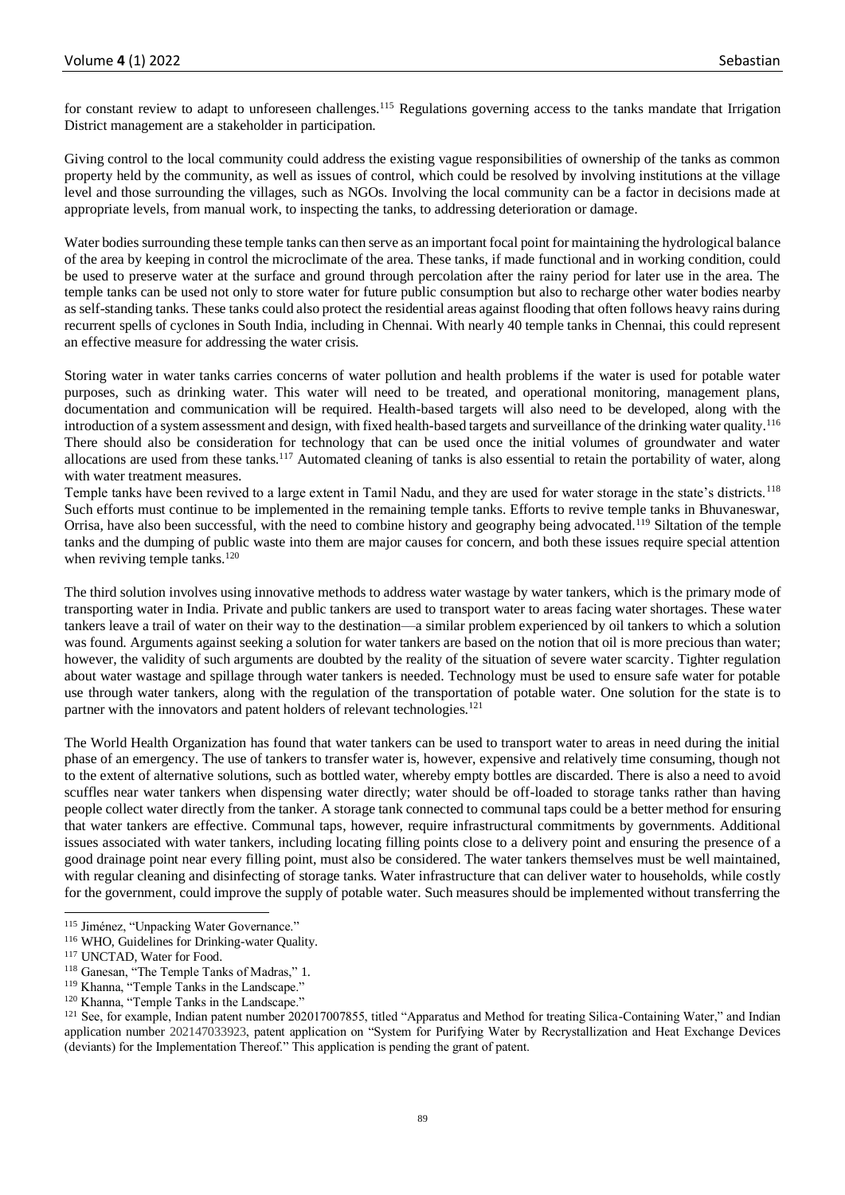for constant review to adapt to unforeseen challenges.[115] Regulations governing access to the tanks mandate that Irrigation District management are a stakeholder in participation.

Giving control to the local community could address the existing vague responsibilities of ownership of the tanks as common property held by the community, as well as issues of control, which could be resolved by involving institutions at the village level and those surrounding the villages, such as NGOs. Involving the local community can be a factor in decisions made at appropriate levels, from manual work, to inspecting the tanks, to addressing deterioration or damage.

Water bodies surrounding these temple tanks can then serve as an important focal point for maintaining the hydrological balance of the area by keeping in control the microclimate of the area. These tanks, if made functional and in working condition, could be used to preserve water at the surface and ground through percolation after the rainy period for later use in the area. The temple tanks can be used not only to store water for future public consumption but also to recharge other water bodies nearby as self-standing tanks. These tanks could also protect the residential areas against flooding that often follows heavy rains during recurrent spells of cyclones in South India, including in Chennai. With nearly 40 temple tanks in Chennai, this could represent an effective measure for addressing the water crisis.

Storing water in water tanks carries concerns of water pollution and health problems if the water is used for potable water purposes, such as drinking water. This water will need to be treated, and operational monitoring, management plans, documentation and communication will be required. Health-based targets will also need to be developed, along with the introduction of a system assessment and design, with fixed health-based targets and surveillance of the drinking water quality.[116] There should also be consideration for technology that can be used once the initial volumes of groundwater and water allocations are used from these tanks.[117] Automated cleaning of tanks is also essential to retain the portability of water, along with water treatment measures.

Temple tanks have been revived to a large extent in Tamil Nadu, and they are used for water storage in the state's districts.[118] Such efforts must continue to be implemented in the remaining temple tanks. Efforts to revive temple tanks in Bhuvaneswar, Orrisa, have also been successful, with the need to combine history and geography being advocated.[119] Siltation of the temple tanks and the dumping of public waste into them are major causes for concern, and both these issues require special attention when reviving temple tanks.[120]

The third solution involves using innovative methods to address water wastage by water tankers, which is the primary mode of transporting water in India. Private and public tankers are used to transport water to areas facing water shortages. These water tankers leave a trail of water on their way to the destination—a similar problem experienced by oil tankers to which a solution was found. Arguments against seeking a solution for water tankers are based on the notion that oil is more precious than water; however, the validity of such arguments are doubted by the reality of the situation of severe water scarcity. Tighter regulation about water wastage and spillage through water tankers is needed. Technology must be used to ensure safe water for potable use through water tankers, along with the regulation of the transportation of potable water. One solution for the state is to partner with the innovators and patent holders of relevant technologies.[121]

The World Health Organization has found that water tankers can be used to transport water to areas in need during the initial phase of an emergency. The use of tankers to transfer water is, however, expensive and relatively time consuming, though not to the extent of alternative solutions, such as bottled water, whereby empty bottles are discarded. There is also a need to avoid scuffles near water tankers when dispensing water directly; water should be off-loaded to storage tanks rather than having people collect water directly from the tanker. A storage tank connected to communal taps could be a better method for ensuring that water tankers are effective. Communal taps, however, require infrastructural commitments by governments. Additional issues associated with water tankers, including locating filling points close to a delivery point and ensuring the presence of a good drainage point near every filling point, must also be considered. The water tankers themselves must be well maintained, with regular cleaning and disinfecting of storage tanks. Water infrastructure that can deliver water to households, while costly for the government, could improve the supply of potable water. Such measures should be implemented without transferring the

---

[115] Jiménez, "Unpacking Water Governance."

[116] WHO, Guidelines for Drinking-water Quality.

[117] UNCTAD, Water for Food.

[118] Ganesan, "The Temple Tanks of Madras," 1.

[119] Khanna, "Temple Tanks in the Landscape."

[120] Khanna, "Temple Tanks in the Landscape."

[121] See, for example, Indian patent number 202017007855, titled "Apparatus and Method for treating Silica-Containing Water," and Indian application number 202147033923, patent application on "System for Purifying Water by Recrystallization and Heat Exchange Devices (deviants) for the Implementation Thereof." This application is pending the grant of patent.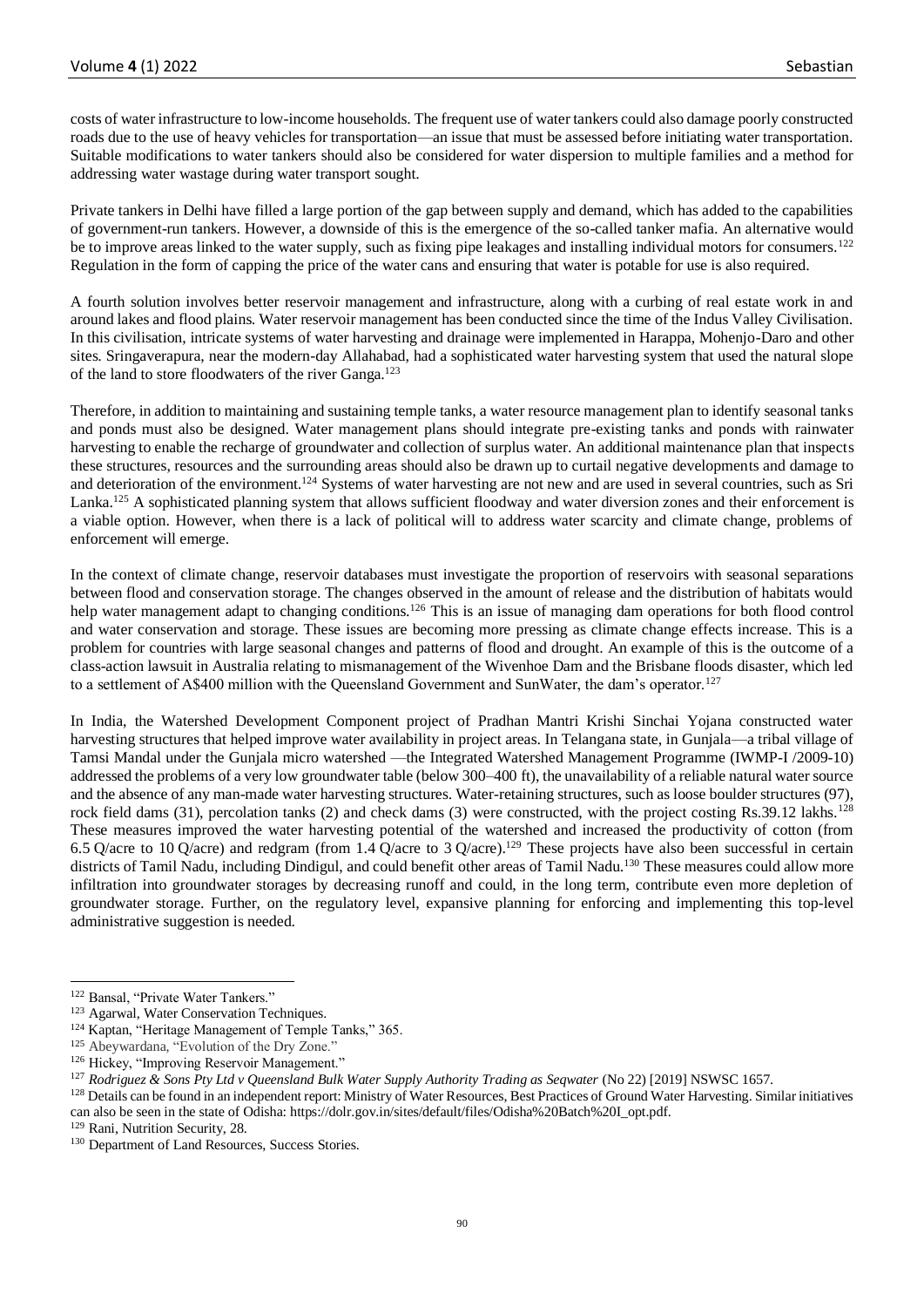costs of water infrastructure to low-income households. The frequent use of water tankers could also damage poorly constructed roads due to the use of heavy vehicles for transportation—an issue that must be assessed before initiating water transportation. Suitable modifications to water tankers should also be considered for water dispersion to multiple families and a method for addressing water wastage during water transport sought.

Private tankers in Delhi have filled a large portion of the gap between supply and demand, which has added to the capabilities of government-run tankers. However, a downside of this is the emergence of the so-called tanker mafia. An alternative would be to improve areas linked to the water supply, such as fixing pipe leakages and installing individual motors for consumers.[122] Regulation in the form of capping the price of the water cans and ensuring that water is potable for use is also required.

A fourth solution involves better reservoir management and infrastructure, along with a curbing of real estate work in and around lakes and flood plains. Water reservoir management has been conducted since the time of the Indus Valley Civilisation. In this civilisation, intricate systems of water harvesting and drainage were implemented in Harappa, Mohenjo-Daro and other sites. Sringaverapura, near the modern-day Allahabad, had a sophisticated water harvesting system that used the natural slope of the land to store floodwaters of the river Ganga.[123]

Therefore, in addition to maintaining and sustaining temple tanks, a water resource management plan to identify seasonal tanks and ponds must also be designed. Water management plans should integrate pre-existing tanks and ponds with rainwater harvesting to enable the recharge of groundwater and collection of surplus water. An additional maintenance plan that inspects these structures, resources and the surrounding areas should also be drawn up to curtail negative developments and damage to and deterioration of the environment.[124] Systems of water harvesting are not new and are used in several countries, such as Sri Lanka.[125] A sophisticated planning system that allows sufficient floodway and water diversion zones and their enforcement is a viable option. However, when there is a lack of political will to address water scarcity and climate change, problems of enforcement will emerge.

In the context of climate change, reservoir databases must investigate the proportion of reservoirs with seasonal separations between flood and conservation storage. The changes observed in the amount of release and the distribution of habitats would help water management adapt to changing conditions.[126] This is an issue of managing dam operations for both flood control and water conservation and storage. These issues are becoming more pressing as climate change effects increase. This is a problem for countries with large seasonal changes and patterns of flood and drought. An example of this is the outcome of a class-action lawsuit in Australia relating to mismanagement of the Wivenhoe Dam and the Brisbane floods disaster, which led to a settlement of A$400 million with the Queensland Government and SunWater, the dam's operator.[127]

In India, the Watershed Development Component project of Pradhan Mantri Krishi Sinchai Yojana constructed water harvesting structures that helped improve water availability in project areas. In Telangana state, in Gunjala—a tribal village of Tamsi Mandal under the Gunjala micro watershed —the Integrated Watershed Management Programme (IWMP-I /2009-10) addressed the problems of a very low groundwater table (below 300–400 ft), the unavailability of a reliable natural water source and the absence of any man-made water harvesting structures. Water-retaining structures, such as loose boulder structures (97), rock field dams (31), percolation tanks (2) and check dams (3) were constructed, with the project costing Rs.39.12 lakhs.[128] These measures improved the water harvesting potential of the watershed and increased the productivity of cotton (from 6.5 Q/acre to 10 Q/acre) and redgram (from 1.4 Q/acre to 3 Q/acre).[129] These projects have also been successful in certain districts of Tamil Nadu, including Dindigul, and could benefit other areas of Tamil Nadu.[130] These measures could allow more infiltration into groundwater storages by decreasing runoff and could, in the long term, contribute even more depletion of groundwater storage. Further, on the regulatory level, expansive planning for enforcing and implementing this top-level administrative suggestion is needed.

---

[122] Bansal, "Private Water Tankers."

[123] Agarwal, Water Conservation Techniques.

[124] Kaptan, "Heritage Management of Temple Tanks," 365.

[125] Abeywardana, "Evolution of the Dry Zone."

[126] Hickey, "Improving Reservoir Management."

[127] *Rodriguez & Sons Pty Ltd v Queensland Bulk Water Supply Authority Trading as Seqwater* (No 22) [2019] NSWSC 1657.

[128] Details can be found in an independent report: Ministry of Water Resources, Best Practices of Ground Water Harvesting. Similar initiatives can also be seen in the state of Odisha: https://dolr.gov.in/sites/default/files/Odisha%20Batch%20I_opt.pdf.

[129] Rani, Nutrition Security, 28.

[130] Department of Land Resources, Success Stories.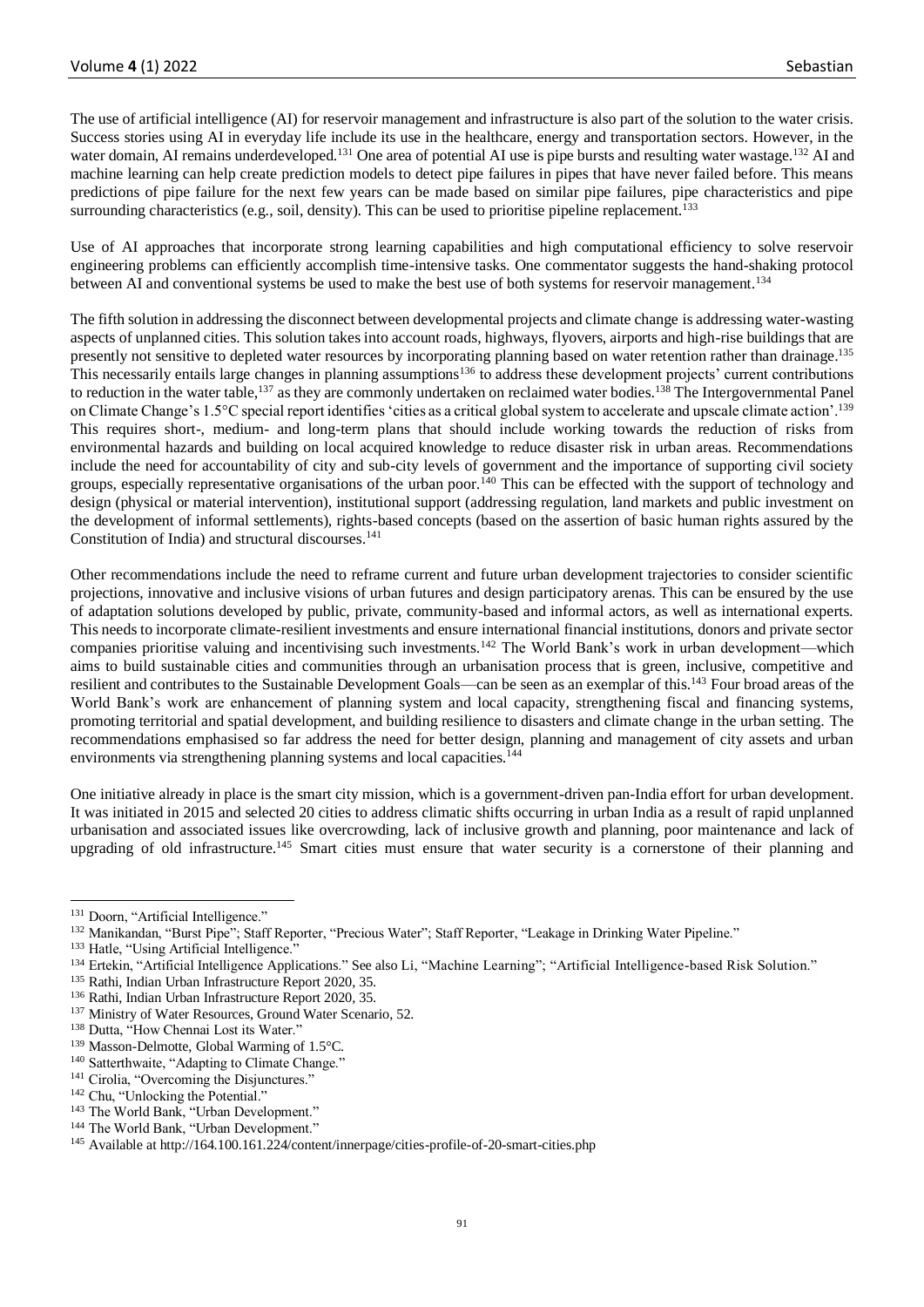The use of artificial intelligence (AI) for reservoir management and infrastructure is also part of the solution to the water crisis. Success stories using AI in everyday life include its use in the healthcare, energy and transportation sectors. However, in the water domain, AI remains underdeveloped.[131] One area of potential AI use is pipe bursts and resulting water wastage.[132] AI and machine learning can help create prediction models to detect pipe failures in pipes that have never failed before. This means predictions of pipe failure for the next few years can be made based on similar pipe failures, pipe characteristics and pipe surrounding characteristics (e.g., soil, density). This can be used to prioritise pipeline replacement.[133]

Use of AI approaches that incorporate strong learning capabilities and high computational efficiency to solve reservoir engineering problems can efficiently accomplish time-intensive tasks. One commentator suggests the hand-shaking protocol between AI and conventional systems be used to make the best use of both systems for reservoir management.[134]

The fifth solution in addressing the disconnect between developmental projects and climate change is addressing water-wasting aspects of unplanned cities. This solution takes into account roads, highways, flyovers, airports and high-rise buildings that are presently not sensitive to depleted water resources by incorporating planning based on water retention rather than drainage.[135] This necessarily entails large changes in planning assumptions[136] to address these development projects' current contributions to reduction in the water table,[137] as they are commonly undertaken on reclaimed water bodies.[138] The Intergovernmental Panel on Climate Change's 1.5°C special report identifies 'cities as a critical global system to accelerate and upscale climate action'.[139] This requires short-, medium- and long-term plans that should include working towards the reduction of risks from environmental hazards and building on local acquired knowledge to reduce disaster risk in urban areas. Recommendations include the need for accountability of city and sub-city levels of government and the importance of supporting civil society groups, especially representative organisations of the urban poor.[140] This can be effected with the support of technology and design (physical or material intervention), institutional support (addressing regulation, land markets and public investment on the development of informal settlements), rights-based concepts (based on the assertion of basic human rights assured by the Constitution of India) and structural discourses.[141]

Other recommendations include the need to reframe current and future urban development trajectories to consider scientific projections, innovative and inclusive visions of urban futures and design participatory arenas. This can be ensured by the use of adaptation solutions developed by public, private, community-based and informal actors, as well as international experts. This needs to incorporate climate-resilient investments and ensure international financial institutions, donors and private sector companies prioritise valuing and incentivising such investments.[142] The World Bank's work in urban development—which aims to build sustainable cities and communities through an urbanisation process that is green, inclusive, competitive and resilient and contributes to the Sustainable Development Goals—can be seen as an exemplar of this.[143] Four broad areas of the World Bank's work are enhancement of planning system and local capacity, strengthening fiscal and financing systems, promoting territorial and spatial development, and building resilience to disasters and climate change in the urban setting. The recommendations emphasised so far address the need for better design, planning and management of city assets and urban environments via strengthening planning systems and local capacities.[144]

One initiative already in place is the smart city mission, which is a government-driven pan-India effort for urban development. It was initiated in 2015 and selected 20 cities to address climatic shifts occurring in urban India as a result of rapid unplanned urbanisation and associated issues like overcrowding, lack of inclusive growth and planning, poor maintenance and lack of upgrading of old infrastructure.[145] Smart cities must ensure that water security is a cornerstone of their planning and

---

[131] Doorn, "Artificial Intelligence."

[132] Manikandan, "Burst Pipe"; Staff Reporter, "Precious Water"; Staff Reporter, "Leakage in Drinking Water Pipeline."

[133] Hatle, "Using Artificial Intelligence."

[134] Ertekin, "Artificial Intelligence Applications." See also Li, "Machine Learning"; "Artificial Intelligence-based Risk Solution."

[135] Rathi, Indian Urban Infrastructure Report 2020, 35.

[136] Rathi, Indian Urban Infrastructure Report 2020, 35.

[137] Ministry of Water Resources, Ground Water Scenario, 52.

[138] Dutta, "How Chennai Lost its Water."

[139] Masson-Delmotte, Global Warming of 1.5°C.

[140] Satterthwaite, "Adapting to Climate Change."

[141] Cirolia, "Overcoming the Disjunctures."

[142] Chu, "Unlocking the Potential."

[143] The World Bank, "Urban Development."

[144] The World Bank, "Urban Development."

[145] Available at http://164.100.161.224/content/innerpage/cities-profile-of-20-smart-cities.php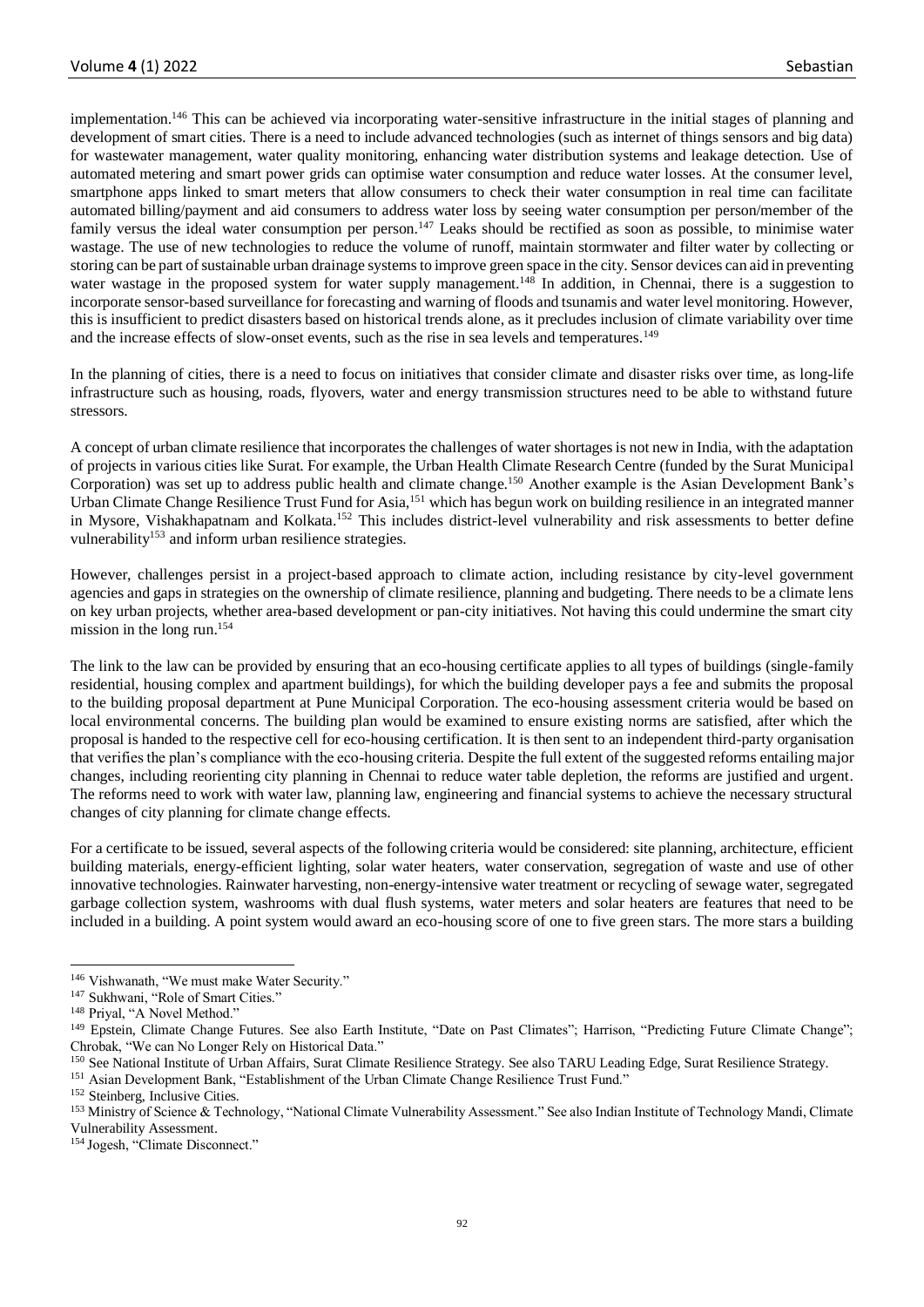implementation.[146] This can be achieved via incorporating water-sensitive infrastructure in the initial stages of planning and development of smart cities. There is a need to include advanced technologies (such as internet of things sensors and big data) for wastewater management, water quality monitoring, enhancing water distribution systems and leakage detection. Use of automated metering and smart power grids can optimise water consumption and reduce water losses. At the consumer level, smartphone apps linked to smart meters that allow consumers to check their water consumption in real time can facilitate automated billing/payment and aid consumers to address water loss by seeing water consumption per person/member of the family versus the ideal water consumption per person.[147] Leaks should be rectified as soon as possible, to minimise water wastage. The use of new technologies to reduce the volume of runoff, maintain stormwater and filter water by collecting or storing can be part of sustainable urban drainage systems to improve green space in the city. Sensor devices can aid in preventing water wastage in the proposed system for water supply management.[148] In addition, in Chennai, there is a suggestion to incorporate sensor-based surveillance for forecasting and warning of floods and tsunamis and water level monitoring. However, this is insufficient to predict disasters based on historical trends alone, as it precludes inclusion of climate variability over time and the increase effects of slow-onset events, such as the rise in sea levels and temperatures.[149]

In the planning of cities, there is a need to focus on initiatives that consider climate and disaster risks over time, as long-life infrastructure such as housing, roads, flyovers, water and energy transmission structures need to be able to withstand future stressors.

A concept of urban climate resilience that incorporates the challenges of water shortages is not new in India, with the adaptation of projects in various cities like Surat. For example, the Urban Health Climate Research Centre (funded by the Surat Municipal Corporation) was set up to address public health and climate change.[150] Another example is the Asian Development Bank's Urban Climate Change Resilience Trust Fund for Asia,[151] which has begun work on building resilience in an integrated manner in Mysore, Vishakhapatnam and Kolkata.[152] This includes district-level vulnerability and risk assessments to better define vulnerability[153] and inform urban resilience strategies.

However, challenges persist in a project-based approach to climate action, including resistance by city-level government agencies and gaps in strategies on the ownership of climate resilience, planning and budgeting. There needs to be a climate lens on key urban projects, whether area-based development or pan-city initiatives. Not having this could undermine the smart city mission in the long run.[154]

The link to the law can be provided by ensuring that an eco-housing certificate applies to all types of buildings (single-family residential, housing complex and apartment buildings), for which the building developer pays a fee and submits the proposal to the building proposal department at Pune Municipal Corporation. The eco-housing assessment criteria would be based on local environmental concerns. The building plan would be examined to ensure existing norms are satisfied, after which the proposal is handed to the respective cell for eco-housing certification. It is then sent to an independent third-party organisation that verifies the plan's compliance with the eco-housing criteria. Despite the full extent of the suggested reforms entailing major changes, including reorienting city planning in Chennai to reduce water table depletion, the reforms are justified and urgent. The reforms need to work with water law, planning law, engineering and financial systems to achieve the necessary structural changes of city planning for climate change effects.

For a certificate to be issued, several aspects of the following criteria would be considered: site planning, architecture, efficient building materials, energy-efficient lighting, solar water heaters, water conservation, segregation of waste and use of other innovative technologies. Rainwater harvesting, non-energy-intensive water treatment or recycling of sewage water, segregated garbage collection system, washrooms with dual flush systems, water meters and solar heaters are features that need to be included in a building. A point system would award an eco-housing score of one to five green stars. The more stars a building

---

[146] Vishwanath, "We must make Water Security."

[147] Sukhwani, "Role of Smart Cities."

[148] Priyal, "A Novel Method."

[149] Epstein, Climate Change Futures. See also Earth Institute, "Date on Past Climates"; Harrison, "Predicting Future Climate Change"; Chrobak, "We can No Longer Rely on Historical Data."

[150] See National Institute of Urban Affairs, Surat Climate Resilience Strategy. See also TARU Leading Edge, Surat Resilience Strategy.

[151] Asian Development Bank, "Establishment of the Urban Climate Change Resilience Trust Fund."

[152] Steinberg, Inclusive Cities.

[153] Ministry of Science & Technology, "National Climate Vulnerability Assessment." See also Indian Institute of Technology Mandi, Climate Vulnerability Assessment.

[154] Jogesh, "Climate Disconnect."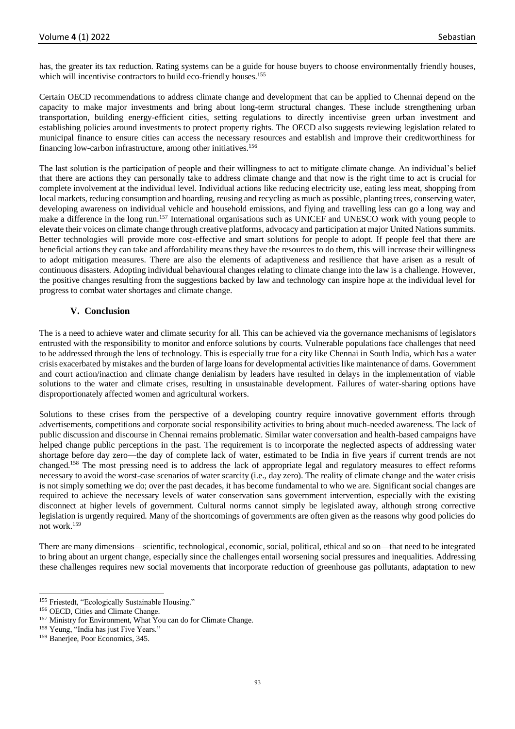has, the greater its tax reduction. Rating systems can be a guide for house buyers to choose environmentally friendly houses, which will incentivise contractors to build eco-friendly houses.[155]

Certain OECD recommendations to address climate change and development that can be applied to Chennai depend on the capacity to make major investments and bring about long-term structural changes. These include strengthening urban transportation, building energy-efficient cities, setting regulations to directly incentivise green urban investment and establishing policies around investments to protect property rights. The OECD also suggests reviewing legislation related to municipal finance to ensure cities can access the necessary resources and establish and improve their creditworthiness for financing low-carbon infrastructure, among other initiatives.[156]

The last solution is the participation of people and their willingness to act to mitigate climate change. An individual's belief that there are actions they can personally take to address climate change and that now is the right time to act is crucial for complete involvement at the individual level. Individual actions like reducing electricity use, eating less meat, shopping from local markets, reducing consumption and hoarding, reusing and recycling as much as possible, planting trees, conserving water, developing awareness on individual vehicle and household emissions, and flying and travelling less can go a long way and make a difference in the long run.[157] International organisations such as UNICEF and UNESCO work with young people to elevate their voices on climate change through creative platforms, advocacy and participation at major United Nations summits. Better technologies will provide more cost-effective and smart solutions for people to adopt. If people feel that there are beneficial actions they can take and affordability means they have the resources to do them, this will increase their willingness to adopt mitigation measures. There are also the elements of adaptiveness and resilience that have arisen as a result of continuous disasters. Adopting individual behavioural changes relating to climate change into the law is a challenge. However, the positive changes resulting from the suggestions backed by law and technology can inspire hope at the individual level for progress to combat water shortages and climate change.

## V. Conclusion

The is a need to achieve water and climate security for all. This can be achieved via the governance mechanisms of legislators entrusted with the responsibility to monitor and enforce solutions by courts. Vulnerable populations face challenges that need to be addressed through the lens of technology. This is especially true for a city like Chennai in South India, which has a water crisis exacerbated by mistakes and the burden of large loans for developmental activities like maintenance of dams. Government and court action/inaction and climate change denialism by leaders have resulted in delays in the implementation of viable solutions to the water and climate crises, resulting in unsustainable development. Failures of water-sharing options have disproportionately affected women and agricultural workers.

Solutions to these crises from the perspective of a developing country require innovative government efforts through advertisements, competitions and corporate social responsibility activities to bring about much-needed awareness. The lack of public discussion and discourse in Chennai remains problematic. Similar water conversation and health-based campaigns have helped change public perceptions in the past. The requirement is to incorporate the neglected aspects of addressing water shortage before day zero—the day of complete lack of water, estimated to be India in five years if current trends are not changed.[158] The most pressing need is to address the lack of appropriate legal and regulatory measures to effect reforms necessary to avoid the worst-case scenarios of water scarcity (i.e., day zero). The reality of climate change and the water crisis is not simply something we do; over the past decades, it has become fundamental to who we are. Significant social changes are required to achieve the necessary levels of water conservation sans government intervention, especially with the existing disconnect at higher levels of government. Cultural norms cannot simply be legislated away, although strong corrective legislation is urgently required. Many of the shortcomings of governments are often given as the reasons why good policies do not work.[159]

There are many dimensions—scientific, technological, economic, social, political, ethical and so on—that need to be integrated to bring about an urgent change, especially since the challenges entail worsening social pressures and inequalities. Addressing these challenges requires new social movements that incorporate reduction of greenhouse gas pollutants, adaptation to new

---

[155] Friestedt, "Ecologically Sustainable Housing."
[156] OECD, Cities and Climate Change.
[157] Ministry for Environment, What You can do for Climate Change.
[158] Yeung, "India has just Five Years."
[159] Banerjee, Poor Economics, 345.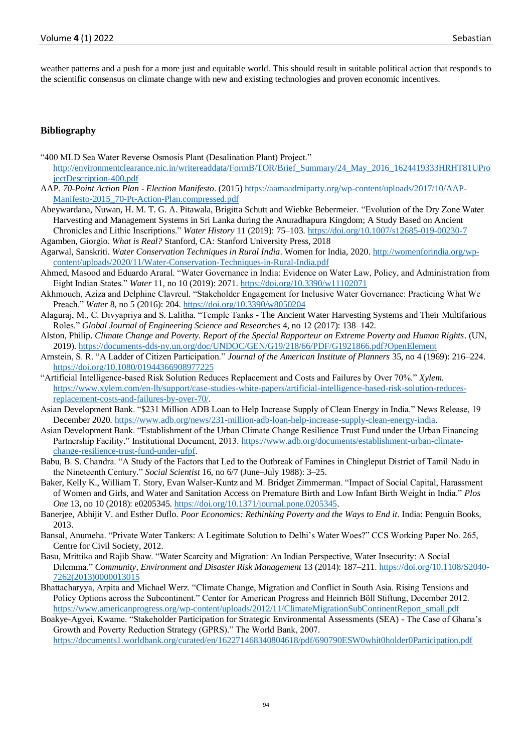weather patterns and a push for a more just and equitable world. This should result in suitable political action that responds to the scientific consensus on climate change with new and existing technologies and proven economic incentives.

## Bibliography

"400 MLD Sea Water Reverse Osmosis Plant (Desalination Plant) Project." http://environmentclearance.nic.in/writereaddata/FormB/TOR/Brief_Summary/24_May_2016_1624419333HRHT81UProjectDescription-400.pdf

AAP. *70-Point Action Plan - Election Manifesto*. (2015) https://aamaadmiparty.org/wp-content/uploads/2017/10/AAP-Manifesto-2015_70-Pt-Action-Plan.compressed.pdf

Abeywardana, Nuwan, H. M. T. G. A. Pitawala, Brigitta Schutt and Wiebke Bebermeier. "Evolution of the Dry Zone Water Harvesting and Management Systems in Sri Lanka during the Anuradhapura Kingdom; A Study Based on Ancient Chronicles and Lithic Inscriptions." *Water History* 11 (2019): 75–103. https://doi.org/10.1007/s12685-019-00230-7

Agamben, Giorgio. *What is Real?* Stanford, CA: Stanford University Press, 2018

Agarwal, Sanskriti. *Water Conservation Techniques in Rural India*. Women for India, 2020. http://womenforindia.org/wp-content/uploads/2020/11/Water-Conservation-Techniques-in-Rural-India.pdf

Ahmed, Masood and Eduardo Araral. "Water Governance in India: Evidence on Water Law, Policy, and Administration from Eight Indian States." *Water* 11, no 10 (2019): 2071. https://doi.org/10.3390/w11102071

Akhmouch, Aziza and Delphine Clavreul. "Stakeholder Engagement for Inclusive Water Governance: Practicing What We Preach." *Water* 8, no 5 (2016): 204. https://doi.org/10.3390/w8050204

Alaguraj, M., C. Divyapriya and S. Lalitha. "Temple Tanks - The Ancient Water Harvesting Systems and Their Multifarious Roles." *Global Journal of Engineering Science and Researches* 4, no 12 (2017): 138–142.

Alston, Philip. *Climate Change and Poverty. Report of the Special Rapporteur on Extreme Poverty and Human Rights*. (UN, 2019). https://documents-dds-ny.un.org/doc/UNDOC/GEN/G19/218/66/PDF/G1921866.pdf?OpenElement

Arnstein, S. R. "A Ladder of Citizen Participation." *Journal of the American Institute of Planners* 35, no 4 (1969): 216–224. https://doi.org/10.1080/01944366908977225

"Artificial Intelligence-based Risk Solution Reduces Replacement and Costs and Failures by Over 70%." *Xylem*. https://www.xylem.com/en-lb/support/case-studies-white-papers/artificial-intelligence-based-risk-solution-reduces-replacement-costs-and-failures-by-over-70/.

Asian Development Bank. "$231 Million ADB Loan to Help Increase Supply of Clean Energy in India." News Release, 19 December 2020. https://www.adb.org/news/231-million-adb-loan-help-increase-supply-clean-energy-india.

Asian Development Bank. "Establishment of the Urban Climate Change Resilience Trust Fund under the Urban Financing Partnership Facility." Institutional Document, 2013. https://www.adb.org/documents/establishment-urban-climate-change-resilience-trust-fund-under-ufpf.

Babu, B. S. Chandra. "A Study of the Factors that Led to the Outbreak of Famines in Chingleput District of Tamil Nadu in the Nineteenth Century." *Social Scientist* 16, no 6/7 (June–July 1988): 3–25.

Baker, Kelly K., William T. Story, Evan Walser-Kuntz and M. Bridget Zimmerman. "Impact of Social Capital, Harassment of Women and Girls, and Water and Sanitation Access on Premature Birth and Low Infant Birth Weight in India." *Plos One* 13, no 10 (2018): e0205345. https://doi.org/10.1371/journal.pone.0205345.

Banerjee, Abhijit V. and Esther Duflo. *Poor Economics: Rethinking Poverty and the Ways to End it*. India: Penguin Books, 2013.

Bansal, Anumeha. "Private Water Tankers: A Legitimate Solution to Delhi's Water Woes?" CCS Working Paper No. 265, Centre for Civil Society, 2012.

Basu, Mrittika and Rajib Shaw. "Water Scarcity and Migration: An Indian Perspective, Water Insecurity: A Social Dilemma." *Community, Environment and Disaster Risk Management* 13 (2014): 187–211. https://doi.org/10.1108/S2040-7262(2013)0000013015

Bhattacharyya, Arpita and Michael Werz. "Climate Change, Migration and Conflict in South Asia. Rising Tensions and Policy Options across the Subcontinent." Center for American Progress and Heinrich Böll Stiftung, December 2012. https://www.americanprogress.org/wp-content/uploads/2012/11/ClimateMigrationSubContinentReport_small.pdf

Boakye-Agyei, Kwame. "Stakeholder Participation for Strategic Environmental Assessments (SEA) - The Case of Ghana's Growth and Poverty Reduction Strategy (GPRS)." The World Bank, 2007. https://documents1.worldbank.org/curated/en/162271468340804618/pdf/690790ESW0whit0holder0Participation.pdf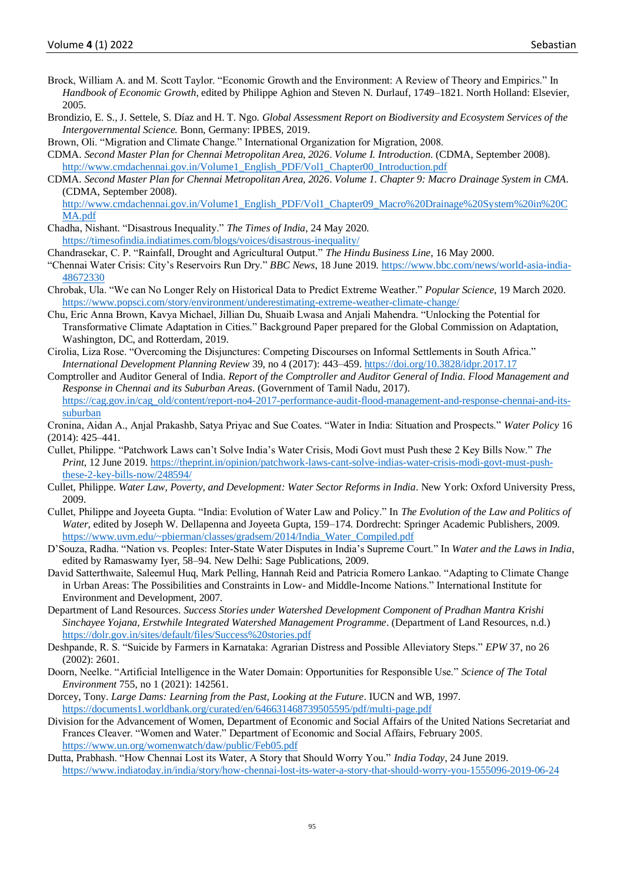Brock, William A. and M. Scott Taylor. "Economic Growth and the Environment: A Review of Theory and Empirics." In *Handbook of Economic Growth*, edited by Philippe Aghion and Steven N. Durlauf, 1749–1821. North Holland: Elsevier, 2005.

Brondizio, E. S., J. Settele, S. Díaz and H. T. Ngo. *Global Assessment Report on Biodiversity and Ecosystem Services of the Intergovernmental Science*. Bonn, Germany: IPBES, 2019.

Brown, Oli. "Migration and Climate Change." International Organization for Migration, 2008.

CDMA. *Second Master Plan for Chennai Metropolitan Area, 2026*. *Volume I. Introduction*. (CDMA, September 2008). http://www.cmdachennai.gov.in/Volume1_English_PDF/Vol1_Chapter00_Introduction.pdf

CDMA. *Second Master Plan for Chennai Metropolitan Area, 2026*. *Volume 1. Chapter 9: Macro Drainage System in CMA*. (CDMA, September 2008). http://www.cmdachennai.gov.in/Volume1_English_PDF/Vol1_Chapter09_Macro%20Drainage%20System%20in%20CMA.pdf

Chadha, Nishant. "Disastrous Inequality." *The Times of India*, 24 May 2020. https://timesofindia.indiatimes.com/blogs/voices/disastrous-inequality/

Chandrasekar, C. P. "Rainfall, Drought and Agricultural Output." *The Hindu Business Line*, 16 May 2000.

"Chennai Water Crisis: City's Reservoirs Run Dry." *BBC News*, 18 June 2019. https://www.bbc.com/news/world-asia-india-48672330

Chrobak, Ula. "We can No Longer Rely on Historical Data to Predict Extreme Weather." *Popular Science*, 19 March 2020. https://www.popsci.com/story/environment/underestimating-extreme-weather-climate-change/

Chu, Eric Anna Brown, Kavya Michael, Jillian Du, Shuaib Lwasa and Anjali Mahendra. "Unlocking the Potential for Transformative Climate Adaptation in Cities." Background Paper prepared for the Global Commission on Adaptation, Washington, DC, and Rotterdam, 2019.

Cirolia, Liza Rose. "Overcoming the Disjunctures: Competing Discourses on Informal Settlements in South Africa." *International Development Planning Review* 39, no 4 (2017): 443–459. https://doi.org/10.3828/idpr.2017.17

Comptroller and Auditor General of India. *Report of the Comptroller and Auditor General of India. Flood Management and Response in Chennai and its Suburban Areas*. (Government of Tamil Nadu, 2017). https://cag.gov.in/cag_old/content/report-no4-2017-performance-audit-flood-management-and-response-chennai-and-its-suburban

Cronina, Aidan A., Anjal Prakashb, Satya Priyac and Sue Coates. "Water in India: Situation and Prospects." *Water Policy* 16 (2014): 425–441.

Cullet, Philippe. "Patchwork Laws can't Solve India's Water Crisis, Modi Govt must Push these 2 Key Bills Now." *The Print*, 12 June 2019. https://theprint.in/opinion/patchwork-laws-cant-solve-indias-water-crisis-modi-govt-must-push-these-2-key-bills-now/248594/

Cullet, Philippe. *Water Law, Poverty, and Development: Water Sector Reforms in India*. New York: Oxford University Press, 2009.

Cullet, Philippe and Joyeeta Gupta. "India: Evolution of Water Law and Policy." In *The Evolution of the Law and Politics of Water*, edited by Joseph W. Dellapenna and Joyeeta Gupta, 159–174. Dordrecht: Springer Academic Publishers, 2009. https://www.uvm.edu/~pbierman/classes/gradsem/2014/India_Water_Compiled.pdf

D'Souza, Radha. "Nation vs. Peoples: Inter-State Water Disputes in India's Supreme Court." In *Water and the Laws in India*, edited by Ramaswamy Iyer, 58–94. New Delhi: Sage Publications, 2009.

David Satterthwaite, Saleemul Huq, Mark Pelling, Hannah Reid and Patricia Romero Lankao. "Adapting to Climate Change in Urban Areas: The Possibilities and Constraints in Low- and Middle-Income Nations." International Institute for Environment and Development, 2007.

Department of Land Resources. *Success Stories under Watershed Development Component of Pradhan Mantra Krishi Sinchayee Yojana, Erstwhile Integrated Watershed Management Programme*. (Department of Land Resources, n.d.) https://dolr.gov.in/sites/default/files/Success%20stories.pdf

Deshpande, R. S. "Suicide by Farmers in Karnataka: Agrarian Distress and Possible Alleviatory Steps." *EPW* 37, no 26 (2002): 2601.

Doorn, Neelke. "Artificial Intelligence in the Water Domain: Opportunities for Responsible Use." *Science of The Total Environment* 755, no 1 (2021): 142561.

Dorcey, Tony. *Large Dams: Learning from the Past, Looking at the Future*. IUCN and WB, 1997. https://documents1.worldbank.org/curated/en/646631468739505595/pdf/multi-page.pdf

Division for the Advancement of Women, Department of Economic and Social Affairs of the United Nations Secretariat and Frances Cleaver. "Women and Water." Department of Economic and Social Affairs, February 2005. https://www.un.org/womenwatch/daw/public/Feb05.pdf

Dutta, Prabhash. "How Chennai Lost its Water, A Story that Should Worry You." *India Today*, 24 June 2019. https://www.indiatoday.in/india/story/how-chennai-lost-its-water-a-story-that-should-worry-you-1555096-2019-06-24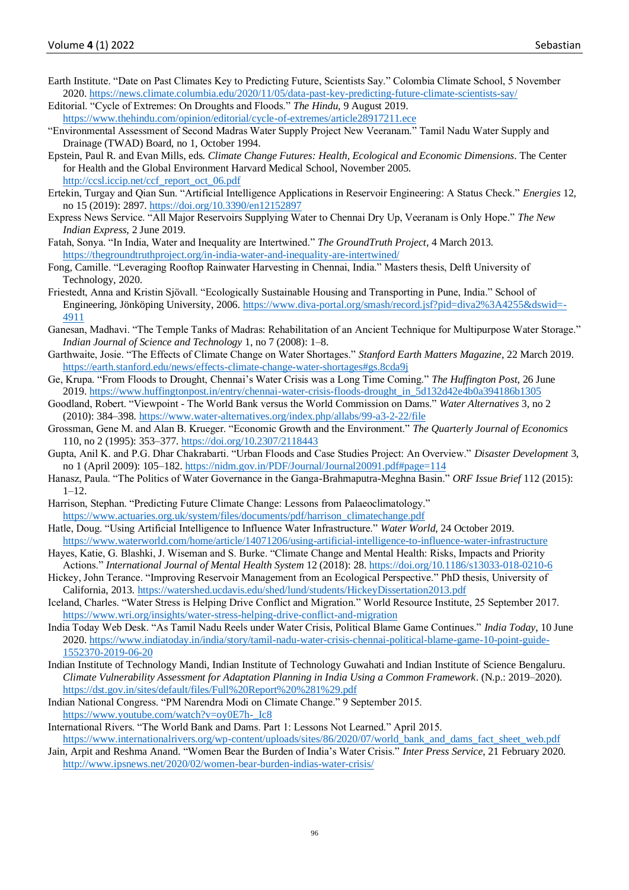Earth Institute. "Date on Past Climates Key to Predicting Future, Scientists Say." Colombia Climate School, 5 November 2020. https://news.climate.columbia.edu/2020/11/05/data-past-key-predicting-future-climate-scientists-say/

Editorial. "Cycle of Extremes: On Droughts and Floods." *The Hindu*, 9 August 2019. https://www.thehindu.com/opinion/editorial/cycle-of-extremes/article28917211.ece

"Environmental Assessment of Second Madras Water Supply Project New Veeranam." Tamil Nadu Water Supply and Drainage (TWAD) Board, no 1, October 1994.

Epstein, Paul R. and Evan Mills, eds. *Climate Change Futures: Health, Ecological and Economic Dimensions*. The Center for Health and the Global Environment Harvard Medical School, November 2005. http://ccsl.iccip.net/ccf_report_oct_06.pdf

Ertekin, Turgay and Qian Sun. "Artificial Intelligence Applications in Reservoir Engineering: A Status Check." *Energies* 12, no 15 (2019): 2897. https://doi.org/10.3390/en12152897

Express News Service. "All Major Reservoirs Supplying Water to Chennai Dry Up, Veeranam is Only Hope." *The New Indian Express*, 2 June 2019.

Fatah, Sonya. "In India, Water and Inequality are Intertwined." *The GroundTruth Project*, 4 March 2013. https://thegroundtruthproject.org/in-india-water-and-inequality-are-intertwined/

Fong, Camille. "Leveraging Rooftop Rainwater Harvesting in Chennai, India." Masters thesis, Delft University of Technology, 2020.

Friestedt, Anna and Kristin Sjövall. "Ecologically Sustainable Housing and Transporting in Pune, India." School of Engineering, Jönköping University, 2006. https://www.diva-portal.org/smash/record.jsf?pid=diva2%3A4255&dswid=-4911

Ganesan, Madhavi. "The Temple Tanks of Madras: Rehabilitation of an Ancient Technique for Multipurpose Water Storage." *Indian Journal of Science and Technology* 1, no 7 (2008): 1–8.

Garthwaite, Josie. "The Effects of Climate Change on Water Shortages." *Stanford Earth Matters Magazine*, 22 March 2019. https://earth.stanford.edu/news/effects-climate-change-water-shortages#gs.8cda9j

Ge, Krupa. "From Floods to Drought, Chennai's Water Crisis was a Long Time Coming." *The Huffington Post*, 26 June 2019. https://www.huffingtonpost.in/entry/chennai-water-crisis-floods-drought_in_5d132d42e4b0a394186b1305

Goodland, Robert. "Viewpoint - The World Bank versus the World Commission on Dams." *Water Alternatives* 3, no 2 (2010): 384–398. https://www.water-alternatives.org/index.php/allabs/99-a3-2-22/file

Grossman, Gene M. and Alan B. Krueger. "Economic Growth and the Environment." *The Quarterly Journal of Economics* 110, no 2 (1995): 353–377. https://doi.org/10.2307/2118443

Gupta, Anil K. and P.G. Dhar Chakrabarti. "Urban Floods and Case Studies Project: An Overview." *Disaster Development* 3, no 1 (April 2009): 105–182. https://nidm.gov.in/PDF/Journal/Journal20091.pdf#page=114

Hanasz, Paula. "The Politics of Water Governance in the Ganga-Brahmaputra-Meghna Basin." *ORF Issue Brief* 112 (2015): 1–12.

Harrison, Stephan. "Predicting Future Climate Change: Lessons from Palaeoclimatology." https://www.actuaries.org.uk/system/files/documents/pdf/harrison_climatechange.pdf

Hatle, Doug. "Using Artificial Intelligence to Influence Water Infrastructure." *Water World*, 24 October 2019. https://www.waterworld.com/home/article/14071206/using-artificial-intelligence-to-influence-water-infrastructure

Hayes, Katie, G. Blashki, J. Wiseman and S. Burke. "Climate Change and Mental Health: Risks, Impacts and Priority Actions." *International Journal of Mental Health System* 12 (2018): 28. https://doi.org/10.1186/s13033-018-0210-6

Hickey, John Terance. "Improving Reservoir Management from an Ecological Perspective." PhD thesis, University of California, 2013. https://watershed.ucdavis.edu/shed/lund/students/HickeyDissertation2013.pdf

Iceland, Charles. "Water Stress is Helping Drive Conflict and Migration." World Resource Institute, 25 September 2017. https://www.wri.org/insights/water-stress-helping-drive-conflict-and-migration

India Today Web Desk. "As Tamil Nadu Reels under Water Crisis, Political Blame Game Continues." *India Today*, 10 June 2020. https://www.indiatoday.in/india/story/tamil-nadu-water-crisis-chennai-political-blame-game-10-point-guide-1552370-2019-06-20

Indian Institute of Technology Mandi, Indian Institute of Technology Guwahati and Indian Institute of Science Bengaluru. *Climate Vulnerability Assessment for Adaptation Planning in India Using a Common Framework*. (N.p.: 2019–2020). https://dst.gov.in/sites/default/files/Full%20Report%20%281%29.pdf

Indian National Congress. "PM Narendra Modi on Climate Change." 9 September 2015. https://www.youtube.com/watch?v=oy0E7h-_Ic8

International Rivers. "The World Bank and Dams. Part 1: Lessons Not Learned." April 2015. https://www.internationalrivers.org/wp-content/uploads/sites/86/2020/07/world_bank_and_dams_fact_sheet_web.pdf

Jain, Arpit and Reshma Anand. "Women Bear the Burden of India's Water Crisis." *Inter Press Service*, 21 February 2020. http://www.ipsnews.net/2020/02/women-bear-burden-indias-water-crisis/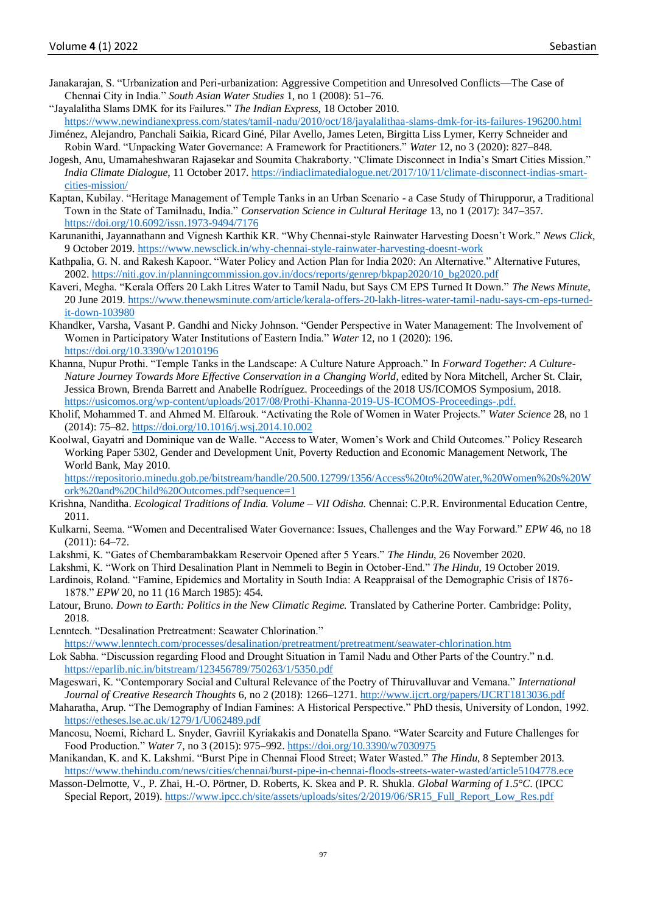Janakarajan, S. "Urbanization and Peri-urbanization: Aggressive Competition and Unresolved Conflicts—The Case of Chennai City in India." *South Asian Water Studies* 1, no 1 (2008): 51–76.

"Jayalalitha Slams DMK for its Failures." *The Indian Express*, 18 October 2010. https://www.newindianexpress.com/states/tamil-nadu/2010/oct/18/jayalalithaa-slams-dmk-for-its-failures-196200.html

Jiménez, Alejandro, Panchali Saikia, Ricard Giné, Pilar Avello, James Leten, Birgitta Liss Lymer, Kerry Schneider and Robin Ward. "Unpacking Water Governance: A Framework for Practitioners." *Water* 12, no 3 (2020): 827–848.

Jogesh, Anu, Umamaheshwaran Rajasekar and Soumita Chakraborty. "Climate Disconnect in India's Smart Cities Mission." *India Climate Dialogue*, 11 October 2017. https://indiaclimatedialogue.net/2017/10/11/climate-disconnect-indias-smart-cities-mission/

Kaptan, Kubilay. "Heritage Management of Temple Tanks in an Urban Scenario - a Case Study of Thirupporur, a Traditional Town in the State of Tamilnadu, India." *Conservation Science in Cultural Heritage* 13, no 1 (2017): 347–357. https://doi.org/10.6092/issn.1973-9494/7176

Karunanithi, Jayannathann and Vignesh Karthik KR. "Why Chennai-style Rainwater Harvesting Doesn't Work." *News Click*, 9 October 2019. https://www.newsclick.in/why-chennai-style-rainwater-harvesting-doesnt-work

Kathpalia, G. N. and Rakesh Kapoor. "Water Policy and Action Plan for India 2020: An Alternative." Alternative Futures, 2002. https://niti.gov.in/planningcommission.gov.in/docs/reports/genrep/bkpap2020/10_bg2020.pdf

Kaveri, Megha. "Kerala Offers 20 Lakh Litres Water to Tamil Nadu, but Says CM EPS Turned It Down." *The News Minute*, 20 June 2019. https://www.thenewsminute.com/article/kerala-offers-20-lakh-litres-water-tamil-nadu-says-cm-eps-turned-it-down-103980

Khandker, Varsha, Vasant P. Gandhi and Nicky Johnson. "Gender Perspective in Water Management: The Involvement of Women in Participatory Water Institutions of Eastern India." *Water* 12, no 1 (2020): 196. https://doi.org/10.3390/w12010196

Khanna, Nupur Prothi. "Temple Tanks in the Landscape: A Culture Nature Approach." In *Forward Together: A Culture-Nature Journey Towards More Effective Conservation in a Changing World*, edited by Nora Mitchell, Archer St. Clair, Jessica Brown, Brenda Barrett and Anabelle Rodríguez. Proceedings of the 2018 US/ICOMOS Symposium, 2018. https://usicomos.org/wp-content/uploads/2017/08/Prothi-Khanna-2019-US-ICOMOS-Proceedings-.pdf.

Kholif, Mohammed T. and Ahmed M. Elfarouk. "Activating the Role of Women in Water Projects." *Water Science* 28, no 1 (2014): 75–82. https://doi.org/10.1016/j.wsj.2014.10.002

Koolwal, Gayatri and Dominique van de Walle. "Access to Water, Women's Work and Child Outcomes." Policy Research Working Paper 5302, Gender and Development Unit, Poverty Reduction and Economic Management Network, The World Bank, May 2010. https://repositorio.minedu.gob.pe/bitstream/handle/20.500.12799/1356/Access%20to%20Water,%20Women%20s%20Work%20and%20Child%20Outcomes.pdf?sequence=1

Krishna, Nanditha. *Ecological Traditions of India. Volume – VII Odisha.* Chennai: C.P.R. Environmental Education Centre, 2011.

Kulkarni, Seema. "Women and Decentralised Water Governance: Issues, Challenges and the Way Forward." *EPW* 46, no 18 (2011): 64–72.

Lakshmi, K. "Gates of Chembarambakkam Reservoir Opened after 5 Years." *The Hindu*, 26 November 2020.

Lakshmi, K. "Work on Third Desalination Plant in Nemmeli to Begin in October-End." *The Hindu*, 19 October 2019.

Lardinois, Roland. "Famine, Epidemics and Mortality in South India: A Reappraisal of the Demographic Crisis of 1876-1878." *EPW* 20, no 11 (16 March 1985): 454.

Latour, Bruno. *Down to Earth: Politics in the New Climatic Regime.* Translated by Catherine Porter. Cambridge: Polity, 2018.

Lenntech. "Desalination Pretreatment: Seawater Chlorination." https://www.lenntech.com/processes/desalination/pretreatment/pretreatment/seawater-chlorination.htm

Lok Sabha. "Discussion regarding Flood and Drought Situation in Tamil Nadu and Other Parts of the Country." n.d. https://eparlib.nic.in/bitstream/123456789/750263/1/5350.pdf

Mageswari, K. "Contemporary Social and Cultural Relevance of the Poetry of Thiruvalluvar and Vemana." *International Journal of Creative Research Thoughts* 6, no 2 (2018): 1266–1271. http://www.ijcrt.org/papers/IJCRT1813036.pdf

Maharatha, Arup. "The Demography of Indian Famines: A Historical Perspective." PhD thesis, University of London, 1992. https://etheses.lse.ac.uk/1279/1/U062489.pdf

Mancosu, Noemi, Richard L. Snyder, Gavriil Kyriakakis and Donatella Spano. "Water Scarcity and Future Challenges for Food Production." *Water* 7, no 3 (2015): 975–992. https://doi.org/10.3390/w7030975

Manikandan, K. and K. Lakshmi. "Burst Pipe in Chennai Flood Street; Water Wasted." *The Hindu*, 8 September 2013. https://www.thehindu.com/news/cities/chennai/burst-pipe-in-chennai-floods-streets-water-wasted/article5104778.ece

Masson-Delmotte, V., P. Zhai, H.-O. Pörtner, D. Roberts, K. Skea and P. R. Shukla. *Global Warming of 1.5°C*. (IPCC Special Report, 2019). https://www.ipcc.ch/site/assets/uploads/sites/2/2019/06/SR15_Full_Report_Low_Res.pdf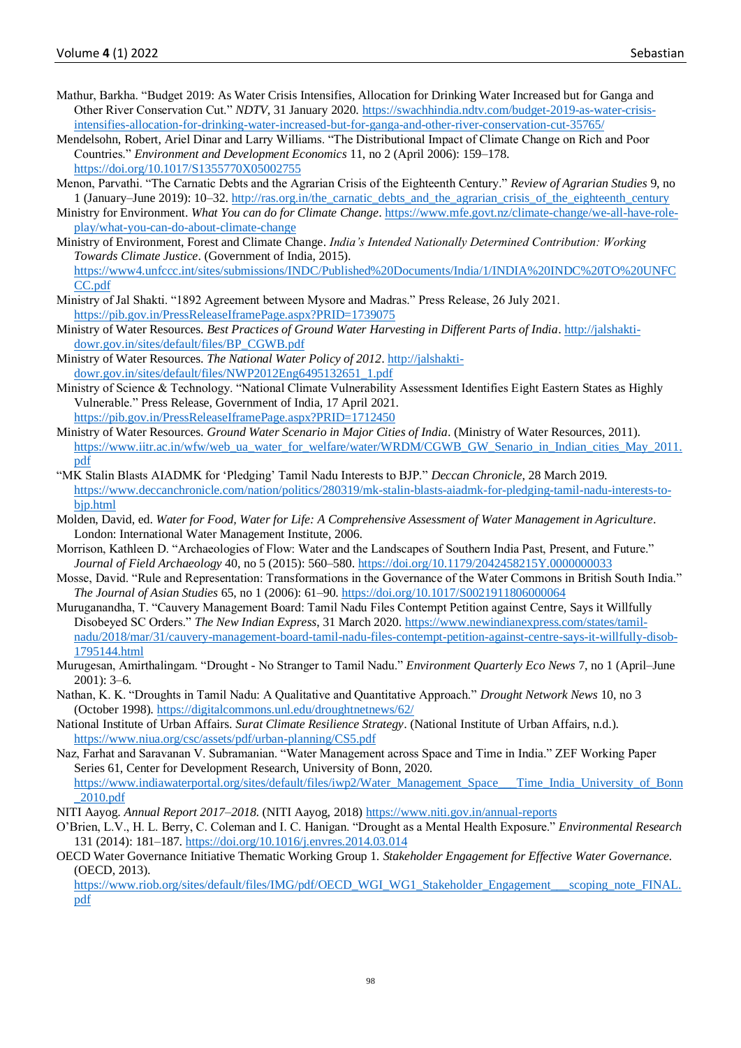Mathur, Barkha. "Budget 2019: As Water Crisis Intensifies, Allocation for Drinking Water Increased but for Ganga and Other River Conservation Cut." *NDTV*, 31 January 2020. https://swachhindia.ndtv.com/budget-2019-as-water-crisis-intensifies-allocation-for-drinking-water-increased-but-for-ganga-and-other-river-conservation-cut-35765/

Mendelsohn, Robert, Ariel Dinar and Larry Williams. "The Distributional Impact of Climate Change on Rich and Poor Countries." *Environment and Development Economics* 11, no 2 (April 2006): 159–178. https://doi.org/10.1017/S1355770X05002755

Menon, Parvathi. "The Carnatic Debts and the Agrarian Crisis of the Eighteenth Century." *Review of Agrarian Studies* 9, no 1 (January–June 2019): 10–32. http://ras.org.in/the_carnatic_debts_and_the_agrarian_crisis_of_the_eighteenth_century

Ministry for Environment. *What You can do for Climate Change*. https://www.mfe.govt.nz/climate-change/we-all-have-role-play/what-you-can-do-about-climate-change

Ministry of Environment, Forest and Climate Change. *India's Intended Nationally Determined Contribution: Working Towards Climate Justice*. (Government of India, 2015). https://www4.unfccc.int/sites/submissions/INDC/Published%20Documents/India/1/INDIA%20INDC%20TO%20UNFCCC.pdf

Ministry of Jal Shakti. "1892 Agreement between Mysore and Madras." Press Release, 26 July 2021. https://pib.gov.in/PressReleaseIframePage.aspx?PRID=1739075

Ministry of Water Resources. *Best Practices of Ground Water Harvesting in Different Parts of India*. http://jalshakti-dowr.gov.in/sites/default/files/BP_CGWB.pdf

Ministry of Water Resources. *The National Water Policy of 2012*. http://jalshakti-dowr.gov.in/sites/default/files/NWP2012Eng6495132651_1.pdf

Ministry of Science & Technology. "National Climate Vulnerability Assessment Identifies Eight Eastern States as Highly Vulnerable." Press Release, Government of India, 17 April 2021. https://pib.gov.in/PressReleaseIframePage.aspx?PRID=1712450

Ministry of Water Resources. *Ground Water Scenario in Major Cities of India*. (Ministry of Water Resources, 2011). https://www.iitr.ac.in/wfw/web_ua_water_for_welfare/water/WRDM/CGWB_GW_Senario_in_Indian_cities_May_2011.pdf

"MK Stalin Blasts AIADMK for 'Pledging' Tamil Nadu Interests to BJP." *Deccan Chronicle*, 28 March 2019. https://www.deccanchronicle.com/nation/politics/280319/mk-stalin-blasts-aiadmk-for-pledging-tamil-nadu-interests-to-bjp.html

Molden, David, ed. *Water for Food, Water for Life: A Comprehensive Assessment of Water Management in Agriculture*. London: International Water Management Institute, 2006.

Morrison, Kathleen D. "Archaeologies of Flow: Water and the Landscapes of Southern India Past, Present, and Future." *Journal of Field Archaeology* 40, no 5 (2015): 560–580. https://doi.org/10.1179/2042458215Y.0000000033

Mosse, David. "Rule and Representation: Transformations in the Governance of the Water Commons in British South India." *The Journal of Asian Studies* 65, no 1 (2006): 61–90. https://doi.org/10.1017/S0021911806000064

Muruganandha, T. "Cauvery Management Board: Tamil Nadu Files Contempt Petition against Centre, Says it Willfully Disobeyed SC Orders." *The New Indian Express*, 31 March 2020. https://www.newindianexpress.com/states/tamil-nadu/2018/mar/31/cauvery-management-board-tamil-nadu-files-contempt-petition-against-centre-says-it-willfully-disob-1795144.html

Murugesan, Amirthalingam. "Drought - No Stranger to Tamil Nadu." *Environment Quarterly Eco News* 7, no 1 (April–June 2001): 3–6.

Nathan, K. K. "Droughts in Tamil Nadu: A Qualitative and Quantitative Approach." *Drought Network News* 10, no 3 (October 1998). https://digitalcommons.unl.edu/droughtnetnews/62/

National Institute of Urban Affairs. *Surat Climate Resilience Strategy*. (National Institute of Urban Affairs, n.d.). https://www.niua.org/csc/assets/pdf/urban-planning/CS5.pdf

Naz, Farhat and Saravanan V. Subramanian. "Water Management across Space and Time in India." ZEF Working Paper Series 61, Center for Development Research, University of Bonn, 2020. https://www.indiawaterportal.org/sites/default/files/iwp2/Water_Management_Space___Time_India_University_of_Bonn_2010.pdf

NITI Aayog. *Annual Report 2017–2018*. (NITI Aayog, 2018) https://www.niti.gov.in/annual-reports

O'Brien, L.V., H. L. Berry, C. Coleman and I. C. Hanigan. "Drought as a Mental Health Exposure." *Environmental Research* 131 (2014): 181–187. https://doi.org/10.1016/j.envres.2014.03.014

OECD Water Governance Initiative Thematic Working Group 1. *Stakeholder Engagement for Effective Water Governance*. (OECD, 2013). https://www.riob.org/sites/default/files/IMG/pdf/OECD_WGI_WG1_Stakeholder_Engagement___scoping_note_FINAL.pdf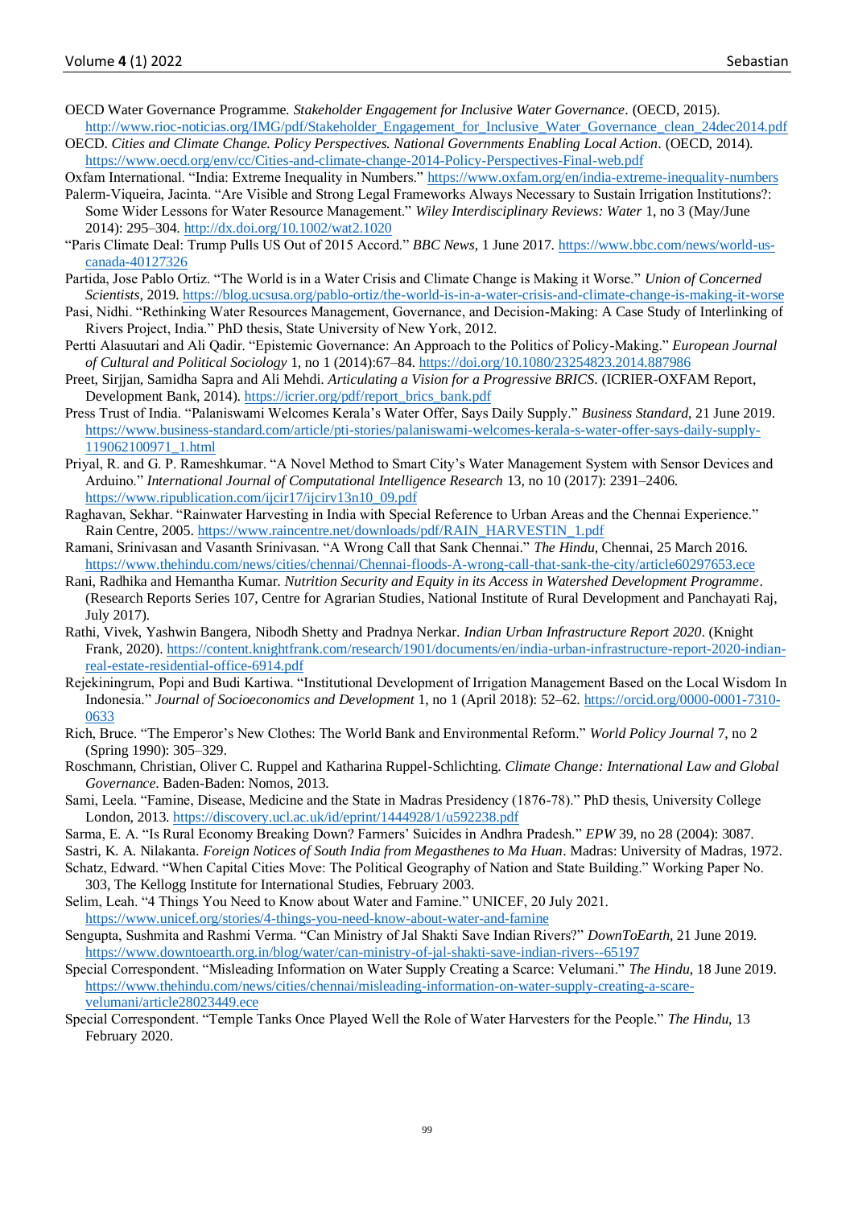OECD Water Governance Programme. *Stakeholder Engagement for Inclusive Water Governance*. (OECD, 2015). http://www.rioc-noticias.org/IMG/pdf/Stakeholder_Engagement_for_Inclusive_Water_Governance_clean_24dec2014.pdf

OECD. *Cities and Climate Change. Policy Perspectives. National Governments Enabling Local Action*. (OECD, 2014). https://www.oecd.org/env/cc/Cities-and-climate-change-2014-Policy-Perspectives-Final-web.pdf

Oxfam International. "India: Extreme Inequality in Numbers." https://www.oxfam.org/en/india-extreme-inequality-numbers

Palerm-Viqueira, Jacinta. "Are Visible and Strong Legal Frameworks Always Necessary to Sustain Irrigation Institutions?: Some Wider Lessons for Water Resource Management." *Wiley Interdisciplinary Reviews: Water* 1, no 3 (May/June 2014): 295–304. http://dx.doi.org/10.1002/wat2.1020

"Paris Climate Deal: Trump Pulls US Out of 2015 Accord." *BBC News*, 1 June 2017. https://www.bbc.com/news/world-us-canada-40127326

Partida, Jose Pablo Ortiz. "The World is in a Water Crisis and Climate Change is Making it Worse." *Union of Concerned Scientists*, 2019. https://blog.ucsusa.org/pablo-ortiz/the-world-is-in-a-water-crisis-and-climate-change-is-making-it-worse

Pasi, Nidhi. "Rethinking Water Resources Management, Governance, and Decision-Making: A Case Study of Interlinking of Rivers Project, India." PhD thesis, State University of New York, 2012.

Pertti Alasuutari and Ali Qadir. "Epistemic Governance: An Approach to the Politics of Policy-Making." *European Journal of Cultural and Political Sociology* 1, no 1 (2014):67–84. https://doi.org/10.1080/23254823.2014.887986

Preet, Sirjjan, Samidha Sapra and Ali Mehdi. *Articulating a Vision for a Progressive BRICS*. (ICRIER-OXFAM Report, Development Bank, 2014). https://icrier.org/pdf/report_brics_bank.pdf

Press Trust of India. "Palaniswami Welcomes Kerala's Water Offer, Says Daily Supply." *Business Standard*, 21 June 2019. https://www.business-standard.com/article/pti-stories/palaniswami-welcomes-kerala-s-water-offer-says-daily-supply-119062100971_1.html

Priyal, R. and G. P. Rameshkumar. "A Novel Method to Smart City's Water Management System with Sensor Devices and Arduino." *International Journal of Computational Intelligence Research* 13, no 10 (2017): 2391–2406. https://www.ripublication.com/ijcir17/ijcirv13n10_09.pdf

Raghavan, Sekhar. "Rainwater Harvesting in India with Special Reference to Urban Areas and the Chennai Experience." Rain Centre, 2005. https://www.raincentre.net/downloads/pdf/RAIN_HARVESTIN_1.pdf

Ramani, Srinivasan and Vasanth Srinivasan. "A Wrong Call that Sank Chennai." *The Hindu*, Chennai, 25 March 2016. https://www.thehindu.com/news/cities/chennai/Chennai-floods-A-wrong-call-that-sank-the-city/article60297653.ece

Rani, Radhika and Hemantha Kumar. *Nutrition Security and Equity in its Access in Watershed Development Programme*. (Research Reports Series 107, Centre for Agrarian Studies, National Institute of Rural Development and Panchayati Raj, July 2017).

Rathi, Vivek, Yashwin Bangera, Nibodh Shetty and Pradnya Nerkar. *Indian Urban Infrastructure Report 2020*. (Knight Frank, 2020). https://content.knightfrank.com/research/1901/documents/en/india-urban-infrastructure-report-2020-indian-real-estate-residential-office-6914.pdf

Rejekiningrum, Popi and Budi Kartiwa. "Institutional Development of Irrigation Management Based on the Local Wisdom In Indonesia." *Journal of Socioeconomics and Development* 1, no 1 (April 2018): 52–62. https://orcid.org/0000-0001-7310-0633

Rich, Bruce. "The Emperor's New Clothes: The World Bank and Environmental Reform." *World Policy Journal* 7, no 2 (Spring 1990): 305–329.

Roschmann, Christian, Oliver C. Ruppel and Katharina Ruppel-Schlichting. *Climate Change: International Law and Global Governance*. Baden-Baden: Nomos, 2013.

Sami, Leela. "Famine, Disease, Medicine and the State in Madras Presidency (1876-78)." PhD thesis, University College London, 2013. https://discovery.ucl.ac.uk/id/eprint/1444928/1/u592238.pdf

Sarma, E. A. "Is Rural Economy Breaking Down? Farmers' Suicides in Andhra Pradesh." *EPW* 39, no 28 (2004): 3087.

Sastri, K. A. Nilakanta. *Foreign Notices of South India from Megasthenes to Ma Huan*. Madras: University of Madras, 1972.

Schatz, Edward. "When Capital Cities Move: The Political Geography of Nation and State Building." Working Paper No. 303, The Kellogg Institute for International Studies, February 2003.

Selim, Leah. "4 Things You Need to Know about Water and Famine." UNICEF, 20 July 2021. https://www.unicef.org/stories/4-things-you-need-know-about-water-and-famine

Sengupta, Sushmita and Rashmi Verma. "Can Ministry of Jal Shakti Save Indian Rivers?" *DownToEarth*, 21 June 2019. https://www.downtoearth.org.in/blog/water/can-ministry-of-jal-shakti-save-indian-rivers--65197

Special Correspondent. "Misleading Information on Water Supply Creating a Scarce: Velumani." *The Hindu*, 18 June 2019. https://www.thehindu.com/news/cities/chennai/misleading-information-on-water-supply-creating-a-scare-velumani/article28023449.ece

Special Correspondent. "Temple Tanks Once Played Well the Role of Water Harvesters for the People." *The Hindu*, 13 February 2020.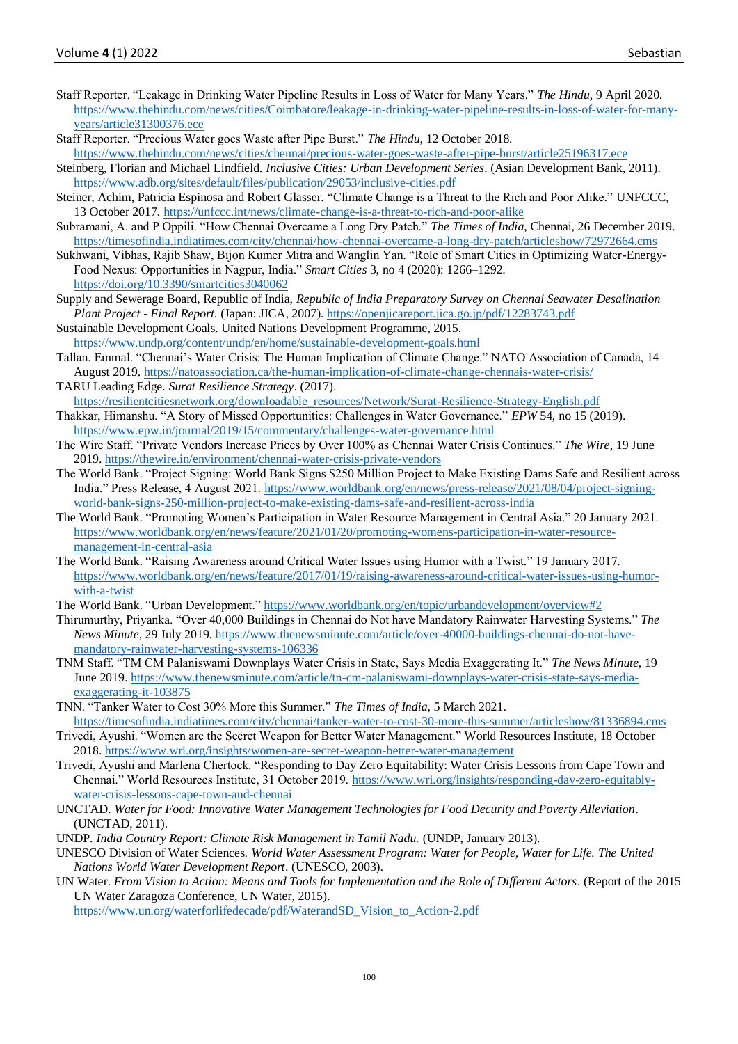Staff Reporter. "Leakage in Drinking Water Pipeline Results in Loss of Water for Many Years." *The Hindu*, 9 April 2020. https://www.thehindu.com/news/cities/Coimbatore/leakage-in-drinking-water-pipeline-results-in-loss-of-water-for-many-years/article31300376.ece

Staff Reporter. "Precious Water goes Waste after Pipe Burst." *The Hindu*, 12 October 2018. https://www.thehindu.com/news/cities/chennai/precious-water-goes-waste-after-pipe-burst/article25196317.ece

Steinberg, Florian and Michael Lindfield. *Inclusive Cities: Urban Development Series*. (Asian Development Bank, 2011). https://www.adb.org/sites/default/files/publication/29053/inclusive-cities.pdf

Steiner, Achim, Patricia Espinosa and Robert Glasser. "Climate Change is a Threat to the Rich and Poor Alike." UNFCCC, 13 October 2017. https://unfccc.int/news/climate-change-is-a-threat-to-rich-and-poor-alike

Subramani, A. and P Oppili. "How Chennai Overcame a Long Dry Patch." *The Times of India*, Chennai, 26 December 2019. https://timesofindia.indiatimes.com/city/chennai/how-chennai-overcame-a-long-dry-patch/articleshow/72972664.cms

Sukhwani, Vibhas, Rajib Shaw, Bijon Kumer Mitra and Wanglin Yan. "Role of Smart Cities in Optimizing Water-Energy-Food Nexus: Opportunities in Nagpur, India." *Smart Cities* 3, no 4 (2020): 1266–1292. https://doi.org/10.3390/smartcities3040062

Supply and Sewerage Board, Republic of India, *Republic of India Preparatory Survey on Chennai Seawater Desalination Plant Project - Final Report.* (Japan: JICA, 2007). https://openjicareport.jica.go.jp/pdf/12283743.pdf

Sustainable Development Goals. United Nations Development Programme, 2015. https://www.undp.org/content/undp/en/home/sustainable-development-goals.html

Tallan, Emmal. "Chennai's Water Crisis: The Human Implication of Climate Change." NATO Association of Canada, 14 August 2019. https://natoassociation.ca/the-human-implication-of-climate-change-chennais-water-crisis/

TARU Leading Edge. *Surat Resilience Strategy*. (2017). https://resilientcitiesnetwork.org/downloadable_resources/Network/Surat-Resilience-Strategy-English.pdf

Thakkar, Himanshu. "A Story of Missed Opportunities: Challenges in Water Governance." *EPW* 54, no 15 (2019). https://www.epw.in/journal/2019/15/commentary/challenges-water-governance.html

The Wire Staff. "Private Vendors Increase Prices by Over 100% as Chennai Water Crisis Continues." *The Wire*, 19 June 2019. https://thewire.in/environment/chennai-water-crisis-private-vendors

The World Bank. "Project Signing: World Bank Signs $250 Million Project to Make Existing Dams Safe and Resilient across India." Press Release, 4 August 2021. https://www.worldbank.org/en/news/press-release/2021/08/04/project-signing-world-bank-signs-250-million-project-to-make-existing-dams-safe-and-resilient-across-india

The World Bank. "Promoting Women's Participation in Water Resource Management in Central Asia." 20 January 2021. https://www.worldbank.org/en/news/feature/2021/01/20/promoting-womens-participation-in-water-resource-management-in-central-asia

The World Bank. "Raising Awareness around Critical Water Issues using Humor with a Twist." 19 January 2017. https://www.worldbank.org/en/news/feature/2017/01/19/raising-awareness-around-critical-water-issues-using-humor-with-a-twist

The World Bank. "Urban Development." https://www.worldbank.org/en/topic/urbandevelopment/overview#2

Thirumurthy, Priyanka. "Over 40,000 Buildings in Chennai do Not have Mandatory Rainwater Harvesting Systems." *The News Minute*, 29 July 2019. https://www.thenewsminute.com/article/over-40000-buildings-chennai-do-not-have-mandatory-rainwater-harvesting-systems-106336

TNM Staff. "TM CM Palaniswami Downplays Water Crisis in State, Says Media Exaggerating It." *The News Minute*, 19 June 2019. https://www.thenewsminute.com/article/tn-cm-palaniswami-downplays-water-crisis-state-says-media-exaggerating-it-103875

TNN. "Tanker Water to Cost 30% More this Summer." *The Times of India*, 5 March 2021. https://timesofindia.indiatimes.com/city/chennai/tanker-water-to-cost-30-more-this-summer/articleshow/81336894.cms

Trivedi, Ayushi. "Women are the Secret Weapon for Better Water Management." World Resources Institute, 18 October 2018. https://www.wri.org/insights/women-are-secret-weapon-better-water-management

Trivedi, Ayushi and Marlena Chertock. "Responding to Day Zero Equitability: Water Crisis Lessons from Cape Town and Chennai." World Resources Institute, 31 October 2019. https://www.wri.org/insights/responding-day-zero-equitably-water-crisis-lessons-cape-town-and-chennai

UNCTAD. *Water for Food: Innovative Water Management Technologies for Food Decurity and Poverty Alleviation*. (UNCTAD, 2011).

UNDP. *India Country Report: Climate Risk Management in Tamil Nadu.* (UNDP, January 2013).

UNESCO Division of Water Sciences. *World Water Assessment Program: Water for People, Water for Life. The United Nations World Water Development Report*. (UNESCO, 2003).

UN Water. *From Vision to Action: Means and Tools for Implementation and the Role of Different Actors*. (Report of the 2015 UN Water Zaragoza Conference, UN Water, 2015). https://www.un.org/waterforlifedecade/pdf/WaterandSD_Vision_to_Action-2.pdf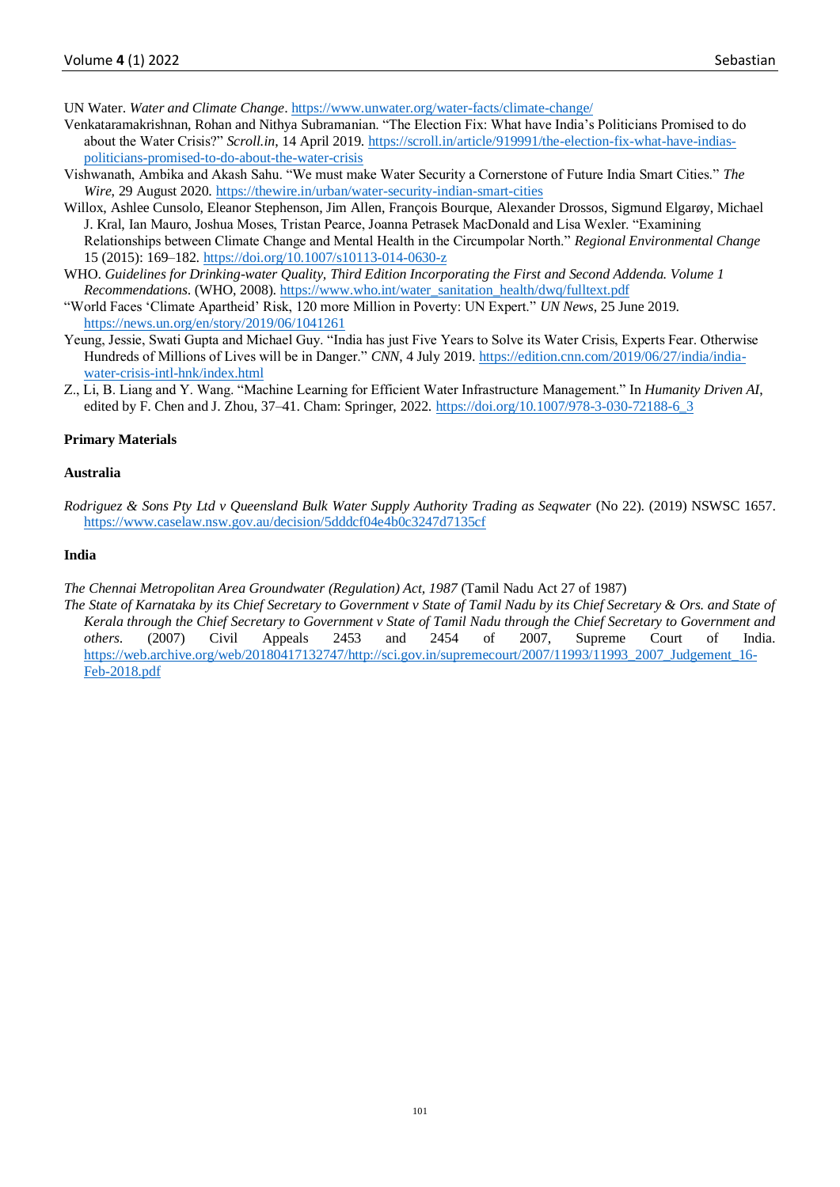UN Water. *Water and Climate Change*. https://www.unwater.org/water-facts/climate-change/

Venkataramakrishnan, Rohan and Nithya Subramanian. "The Election Fix: What have India's Politicians Promised to do about the Water Crisis?" *Scroll.in*, 14 April 2019. https://scroll.in/article/919991/the-election-fix-what-have-indias-politicians-promised-to-do-about-the-water-crisis

Vishwanath, Ambika and Akash Sahu. "We must make Water Security a Cornerstone of Future India Smart Cities." *The Wire*, 29 August 2020. https://thewire.in/urban/water-security-indian-smart-cities

Willox, Ashlee Cunsolo, Eleanor Stephenson, Jim Allen, François Bourque, Alexander Drossos, Sigmund Elgarøy, Michael J. Kral, Ian Mauro, Joshua Moses, Tristan Pearce, Joanna Petrasek MacDonald and Lisa Wexler. "Examining Relationships between Climate Change and Mental Health in the Circumpolar North." *Regional Environmental Change* 15 (2015): 169–182. https://doi.org/10.1007/s10113-014-0630-z

WHO. *Guidelines for Drinking-water Quality, Third Edition Incorporating the First and Second Addenda. Volume 1 Recommendations*. (WHO, 2008). https://www.who.int/water_sanitation_health/dwq/fulltext.pdf

"World Faces 'Climate Apartheid' Risk, 120 more Million in Poverty: UN Expert." *UN News*, 25 June 2019. https://news.un.org/en/story/2019/06/1041261

Yeung, Jessie, Swati Gupta and Michael Guy. "India has just Five Years to Solve its Water Crisis, Experts Fear. Otherwise Hundreds of Millions of Lives will be in Danger." *CNN*, 4 July 2019. https://edition.cnn.com/2019/06/27/india/india-water-crisis-intl-hnk/index.html

Z., Li, B. Liang and Y. Wang. "Machine Learning for Efficient Water Infrastructure Management." In *Humanity Driven AI*, edited by F. Chen and J. Zhou, 37–41. Cham: Springer, 2022. https://doi.org/10.1007/978-3-030-72188-6_3

**Primary Materials**

**Australia**

*Rodriguez & Sons Pty Ltd v Queensland Bulk Water Supply Authority Trading as Seqwater* (No 22). (2019) NSWSC 1657. https://www.caselaw.nsw.gov.au/decision/5dddcf04e4b0c3247d7135cf

**India**

*The Chennai Metropolitan Area Groundwater (Regulation) Act, 1987* (Tamil Nadu Act 27 of 1987)

*The State of Karnataka by its Chief Secretary to Government v State of Tamil Nadu by its Chief Secretary & Ors. and State of Kerala through the Chief Secretary to Government v State of Tamil Nadu through the Chief Secretary to Government and others*. (2007) Civil Appeals 2453 and 2454 of 2007, Supreme Court of India. https://web.archive.org/web/20180417132747/http://sci.gov.in/supremecourt/2007/11993/11993_2007_Judgement_16-Feb-2018.pdf